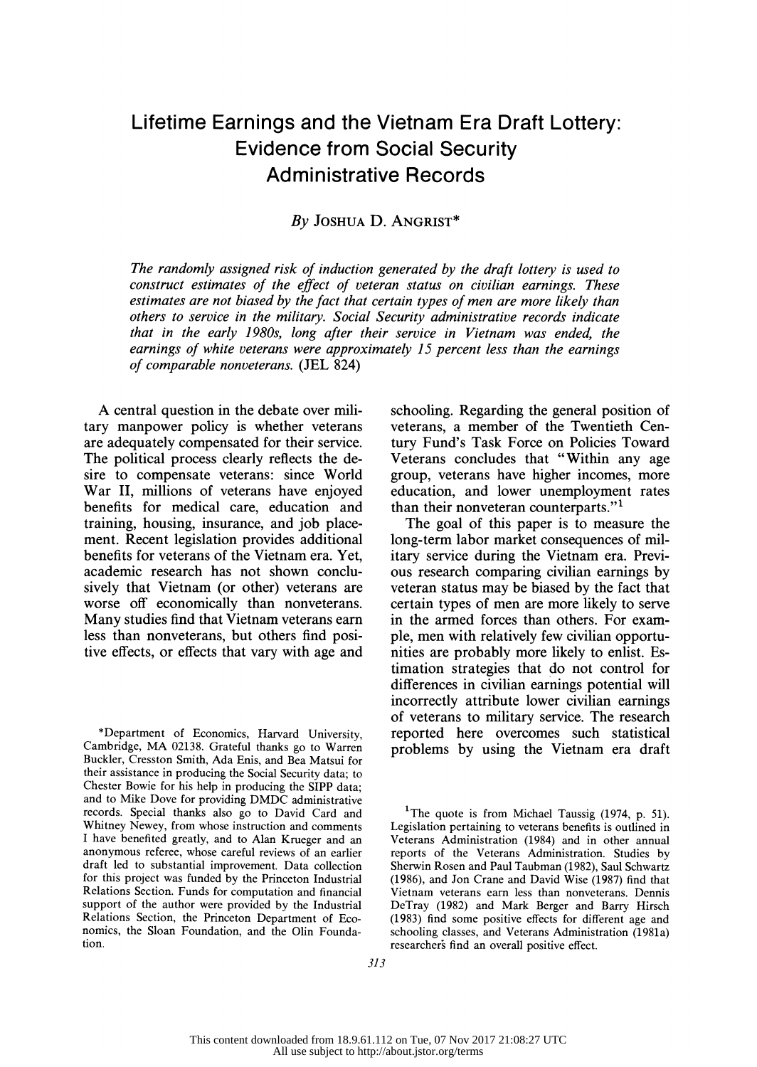# Lifetime Earnings and the Vietnam Era Draft Lottery: Evidence from Social Security Administrative Records

By JOSHUA D. ANGRIST*

*The randomly assigned risk of induction generated by the draft lottery is used to construct estimates of the effect of veteran status on civilian earnings. These estimates are not biased by the fact that certain types of men are more likely than others to service in the military. Social Security administrative records indicate that in the early 1980s, long after their service in Vietnam was ended, the earnings of white veterans were approximately 15 percent less than the earnings of comparable nonveterans.* (JEL 824)

A central question in the debate over military manpower policy is whether veterans are adequately compensated for their service. The political process clearly reflects the desire to compensate veterans: since World War II, millions of veterans have enjoyed benefits for medical care, education and training, housing, insurance, and job placement. Recent legislation provides additional benefits for veterans of the Vietnam era. Yet, academic research has not shown conclusively that Vietnam (or other) veterans are worse off economically than nonveterans. Many studies find that Vietnam veterans earn less than nonveterans, but others find positive effects, or effects that vary with age and schooling. Regarding the general position of veterans, a member of the Twentieth Century Fund's Task Force on Policies Toward Veterans concludes that "Within any age group, veterans have higher incomes, more education, and lower unemployment rates than their nonveteran counterparts."[1]

The goal of this paper is to measure the long-term labor market consequences of military service during the Vietnam era. Previous research comparing civilian earnings by veteran status may be biased by the fact that certain types of men are more likely to serve in the armed forces than others. For example, men with relatively few civilian opportunities are probably more likely to enlist. Estimation strategies that do not control for differences in civilian earnings potential will incorrectly attribute lower civilian earnings of veterans to military service. The research reported here overcomes such statistical problems by using the Vietnam era draft

*Department of Economics, Harvard University, Cambridge, MA 02138. Grateful thanks go to Warren Buckler, Cresston Smith, Ada Enis, and Bea Matsui for their assistance in producing the Social Security data; to Chester Bowie for his help in producing the SIPP data; and to Mike Dove for providing DMDC administrative records. Special thanks also go to David Card and Whitney Newey, from whose instruction and comments I have benefited greatly, and to Alan Krueger and an anonymous referee, whose careful reviews of an earlier draft led to substantial improvement. Data collection for this project was funded by the Princeton Industrial Relations Section. Funds for computation and financial support of the author were provided by the Industrial Relations Section, the Princeton Department of Economics, the Sloan Foundation, and the Olin Foundation.

[1] The quote is from Michael Taussig (1974, p. 51). Legislation pertaining to veterans benefits is outlined in Veterans Administration (1984) and in other annual reports of the Veterans Administration. Studies by Sherwin Rosen and Paul Taubman (1982), Saul Schwartz (1986), and Jon Crane and David Wise (1987) find that Vietnam veterans earn less than nonveterans. Dennis DeTray (1982) and Mark Berger and Barry Hirsch (1983) find some positive effects for different age and schooling classes, and Veterans Administration (1981a) researchers find an overall positive effect.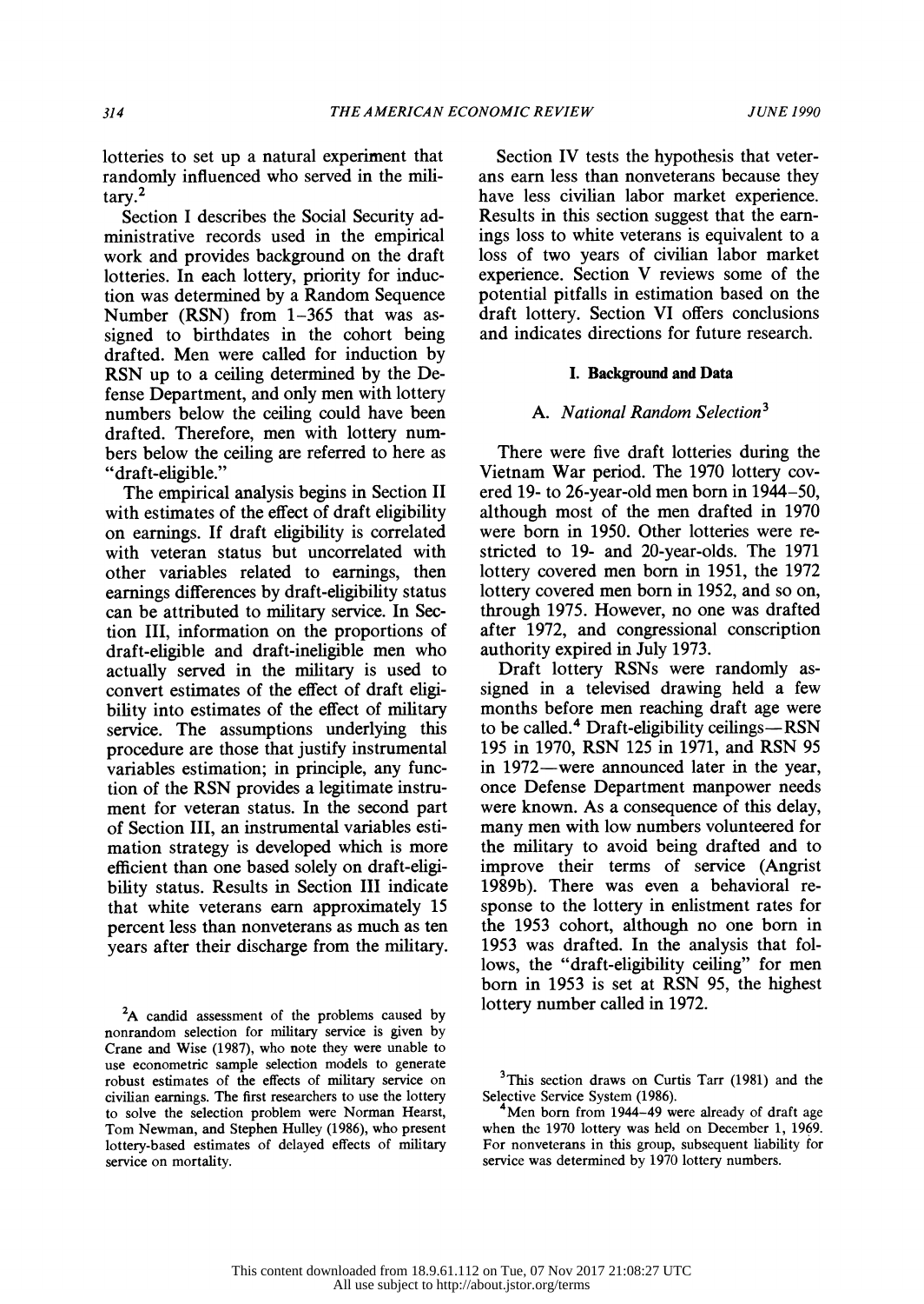lotteries to set up a natural experiment that randomly influenced who served in the military.[2]

Section I describes the Social Security administrative records used in the empirical work and provides background on the draft lotteries. In each lottery, priority for induction was determined by a Random Sequence Number (RSN) from 1–365 that was assigned to birthdates in the cohort being drafted. Men were called for induction by RSN up to a ceiling determined by the Defense Department, and only men with lottery numbers below the ceiling could have been drafted. Therefore, men with lottery numbers below the ceiling are referred to here as "draft-eligible."

The empirical analysis begins in Section II with estimates of the effect of draft eligibility on earnings. If draft eligibility is correlated with veteran status but uncorrelated with other variables related to earnings, then earnings differences by draft-eligibility status can be attributed to military service. In Section III, information on the proportions of draft-eligible and draft-ineligible men who actually served in the military is used to convert estimates of the effect of draft eligibility into estimates of the effect of military service. The assumptions underlying this procedure are those that justify instrumental variables estimation; in principle, any function of the RSN provides a legitimate instrument for veteran status. In the second part of Section III, an instrumental variables estimation strategy is developed which is more efficient than one based solely on draft-eligibility status. Results in Section III indicate that white veterans earn approximately 15 percent less than nonveterans as much as ten years after their discharge from the military.

Section IV tests the hypothesis that veterans earn less than nonveterans because they have less civilian labor market experience. Results in this section suggest that the earnings loss to white veterans is equivalent to a loss of two years of civilian labor market experience. Section V reviews some of the potential pitfalls in estimation based on the draft lottery. Section VI offers conclusions and indicates directions for future research.

## I. Background and Data

### A. *National Random Selection*[3]

There were five draft lotteries during the Vietnam War period. The 1970 lottery covered 19- to 26-year-old men born in 1944–50, although most of the men drafted in 1970 were born in 1950. Other lotteries were restricted to 19- and 20-year-olds. The 1971 lottery covered men born in 1951, the 1972 lottery covered men born in 1952, and so on, through 1975. However, no one was drafted after 1972, and congressional conscription authority expired in July 1973.

Draft lottery RSNs were randomly assigned in a televised drawing held a few months before men reaching draft age were to be called.[4] Draft-eligibility ceilings—RSN 195 in 1970, RSN 125 in 1971, and RSN 95 in 1972—were announced later in the year, once Defense Department manpower needs were known. As a consequence of this delay, many men with low numbers volunteered for the military to avoid being drafted and to improve their terms of service (Angrist 1989b). There was even a behavioral response to the lottery in enlistment rates for the 1953 cohort, although no one born in 1953 was drafted. In the analysis that follows, the "draft-eligibility ceiling" for men born in 1953 is set at RSN 95, the highest lottery number called in 1972.

[2]A candid assessment of the problems caused by nonrandom selection for military service is given by Crane and Wise (1987), who note they were unable to use econometric sample selection models to generate robust estimates of the effects of military service on civilian earnings. The first researchers to use the lottery to solve the selection problem were Norman Hearst, Tom Newman, and Stephen Hulley (1986), who present lottery-based estimates of delayed effects of military service on mortality.

[3]This section draws on Curtis Tarr (1981) and the Selective Service System (1986).

[4]Men born from 1944–49 were already of draft age when the 1970 lottery was held on December 1, 1969. For nonveterans in this group, subsequent liability for service was determined by 1970 lottery numbers.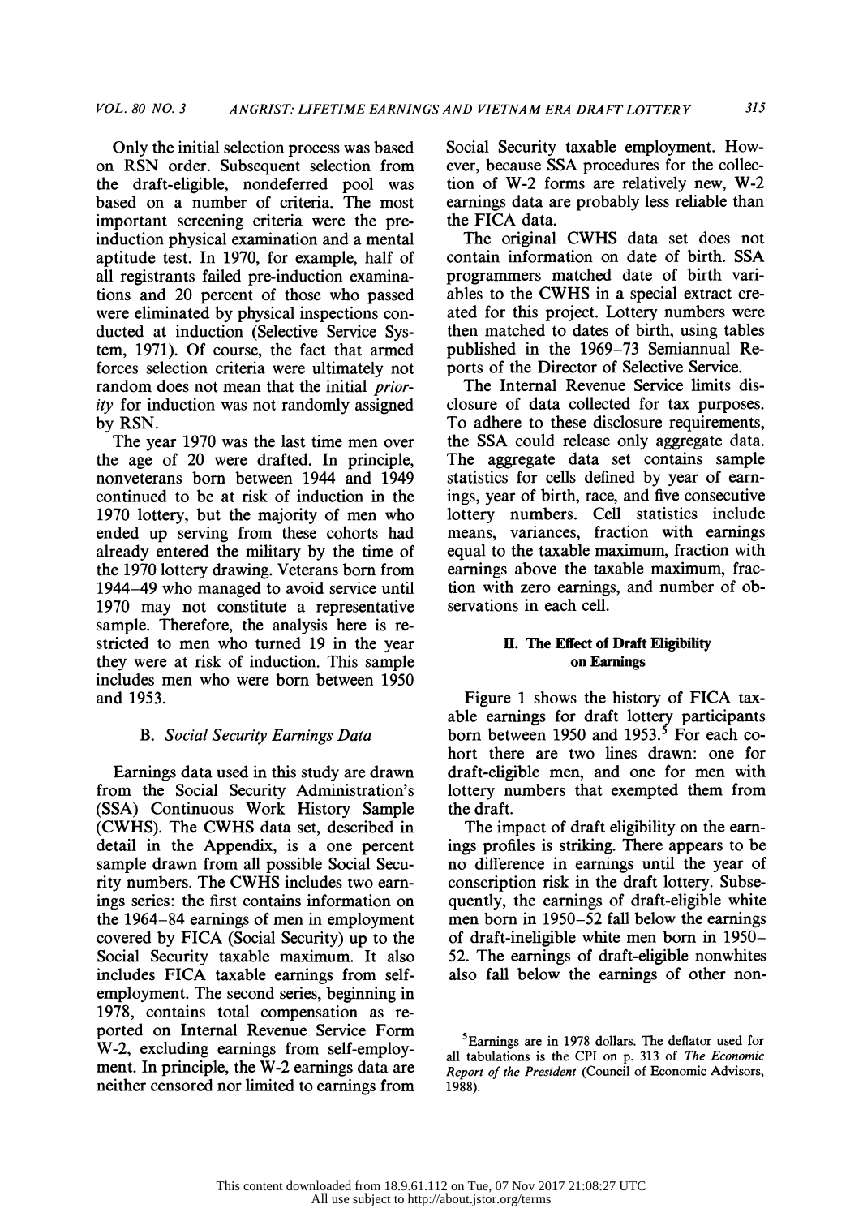Only the initial selection process was based on RSN order. Subsequent selection from the draft-eligible, nondeferred pool was based on a number of criteria. The most important screening criteria were the pre-induction physical examination and a mental aptitude test. In 1970, for example, half of all registrants failed pre-induction examinations and 20 percent of those who passed were eliminated by physical inspections conducted at induction (Selective Service System, 1971). Of course, the fact that armed forces selection criteria were ultimately not random does not mean that the initial *priority* for induction was not randomly assigned by RSN.

The year 1970 was the last time men over the age of 20 were drafted. In principle, nonveterans born between 1944 and 1949 continued to be at risk of induction in the 1970 lottery, but the majority of men who ended up serving from these cohorts had already entered the military by the time of the 1970 lottery drawing. Veterans born from 1944–49 who managed to avoid service until 1970 may not constitute a representative sample. Therefore, the analysis here is restricted to men who turned 19 in the year they were at risk of induction. This sample includes men who were born between 1950 and 1953.

### B. *Social Security Earnings Data*

Earnings data used in this study are drawn from the Social Security Administration's (SSA) Continuous Work History Sample (CWHS). The CWHS data set, described in detail in the Appendix, is a one percent sample drawn from all possible Social Security numbers. The CWHS includes two earnings series: the first contains information on the 1964–84 earnings of men in employment covered by FICA (Social Security) up to the Social Security taxable maximum. It also includes FICA taxable earnings from self-employment. The second series, beginning in 1978, contains total compensation as reported on Internal Revenue Service Form W-2, excluding earnings from self-employment. In principle, the W-2 earnings data are neither censored nor limited to earnings from Social Security taxable employment. However, because SSA procedures for the collection of W-2 forms are relatively new, W-2 earnings data are probably less reliable than the FICA data.

The original CWHS data set does not contain information on date of birth. SSA programmers matched date of birth variables to the CWHS in a special extract created for this project. Lottery numbers were then matched to dates of birth, using tables published in the 1969–73 Semiannual Reports of the Director of Selective Service.

The Internal Revenue Service limits disclosure of data collected for tax purposes. To adhere to these disclosure requirements, the SSA could release only aggregate data. The aggregate data set contains sample statistics for cells defined by year of earnings, year of birth, race, and five consecutive lottery numbers. Cell statistics include means, variances, fraction with earnings equal to the taxable maximum, fraction with earnings above the taxable maximum, fraction with zero earnings, and number of observations in each cell.

## II. The Effect of Draft Eligibility on Earnings

Figure 1 shows the history of FICA taxable earnings for draft lottery participants born between 1950 and 1953.[5] For each cohort there are two lines drawn: one for draft-eligible men, and one for men with lottery numbers that exempted them from the draft.

The impact of draft eligibility on the earnings profiles is striking. There appears to be no difference in earnings until the year of conscription risk in the draft lottery. Subsequently, the earnings of draft-eligible white men born in 1950–52 fall below the earnings of draft-ineligible white men born in 1950–52. The earnings of draft-eligible nonwhites also fall below the earnings of other non-

[5] Earnings are in 1978 dollars. The deflator used for all tabulations is the CPI on p. 313 of *The Economic Report of the President* (Council of Economic Advisors, 1988).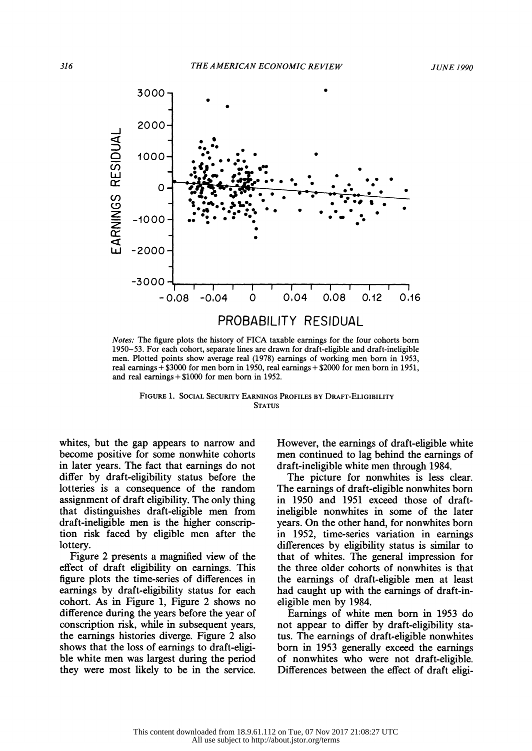*Notes:* The figure plots the history of FICA taxable earnings for the four cohorts born 1950–53. For each cohort, separate lines are drawn for draft-eligible and draft-ineligible men. Plotted points show average real (1978) earnings of working men born in 1953, real earnings + $3000 for men born in 1950, real earnings + $2000 for men born in 1951, and real earnings + $1000 for men born in 1952.

FIGURE 1. SOCIAL SECURITY EARNINGS PROFILES BY DRAFT-ELIGIBILITY STATUS

whites, but the gap appears to narrow and become positive for some nonwhite cohorts in later years. The fact that earnings do not differ by draft-eligibility status before the lotteries is a consequence of the random assignment of draft eligibility. The only thing that distinguishes draft-eligible men from draft-ineligible men is the higher conscription risk faced by eligible men after the lottery.

Figure 2 presents a magnified view of the effect of draft eligibility on earnings. This figure plots the time-series of differences in earnings by draft-eligibility status for each cohort. As in Figure 1, Figure 2 shows no difference during the years before the year of conscription risk, while in subsequent years, the earnings histories diverge. Figure 2 also shows that the loss of earnings to draft-eligible white men was largest during the period they were most likely to be in the service. However, the earnings of draft-eligible white men continued to lag behind the earnings of draft-ineligible white men through 1984.

The picture for nonwhites is less clear. The earnings of draft-eligible nonwhites born in 1950 and 1951 exceed those of draft-ineligible nonwhites in some of the later years. On the other hand, for nonwhites born in 1952, time-series variation in earnings differences by eligibility status is similar to that of whites. The general impression for the three older cohorts of nonwhites is that the earnings of draft-eligible men at least had caught up with the earnings of draft-ineligible men by 1984.

Earnings of white men born in 1953 do not appear to differ by draft-eligibility status. The earnings of draft-eligible nonwhites born in 1953 generally exceed the earnings of nonwhites who were not draft-eligible. Differences between the effect of draft eligi-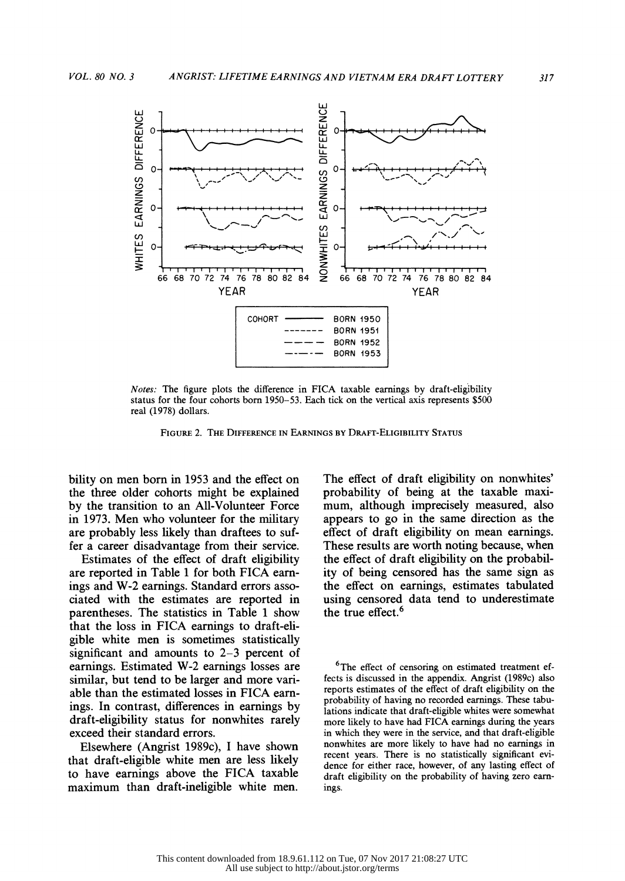*Notes:* The figure plots the difference in FICA taxable earnings by draft-eligibility status for the four cohorts born 1950–53. Each tick on the vertical axis represents $500 real (1978) dollars.

FIGURE 2. THE DIFFERENCE IN EARNINGS BY DRAFT-ELIGIBILITY STATUS

bility on men born in 1953 and the effect on the three older cohorts might be explained by the transition to an All-Volunteer Force in 1973. Men who volunteer for the military are probably less likely than draftees to suffer a career disadvantage from their service.

Estimates of the effect of draft eligibility are reported in Table 1 for both FICA earnings and W-2 earnings. Standard errors associated with the estimates are reported in parentheses. The statistics in Table 1 show that the loss in FICA earnings to draft-eligible white men is sometimes statistically significant and amounts to 2–3 percent of earnings. Estimated W-2 earnings losses are similar, but tend to be larger and more variable than the estimated losses in FICA earnings. In contrast, differences in earnings by draft-eligibility status for nonwhites rarely exceed their standard errors.

Elsewhere (Angrist 1989c), I have shown that draft-eligible white men are less likely to have earnings above the FICA taxable maximum than draft-ineligible white men. The effect of draft eligibility on nonwhites' probability of being at the taxable maximum, although imprecisely measured, also appears to go in the same direction as the effect of draft eligibility on mean earnings. These results are worth noting because, when the effect of draft eligibility on the probability of being censored has the same sign as the effect on earnings, estimates tabulated using censored data tend to underestimate the true effect.[6]

[6]The effect of censoring on estimated treatment effects is discussed in the appendix. Angrist (1989c) also reports estimates of the effect of draft eligibility on the probability of having no recorded earnings. These tabulations indicate that draft-eligible whites were somewhat more likely to have had FICA earnings during the years in which they were in the service, and that draft-eligible nonwhites are more likely to have had no earnings in recent years. There is no statistically significant evidence for either race, however, of any lasting effect of draft eligibility on the probability of having zero earnings.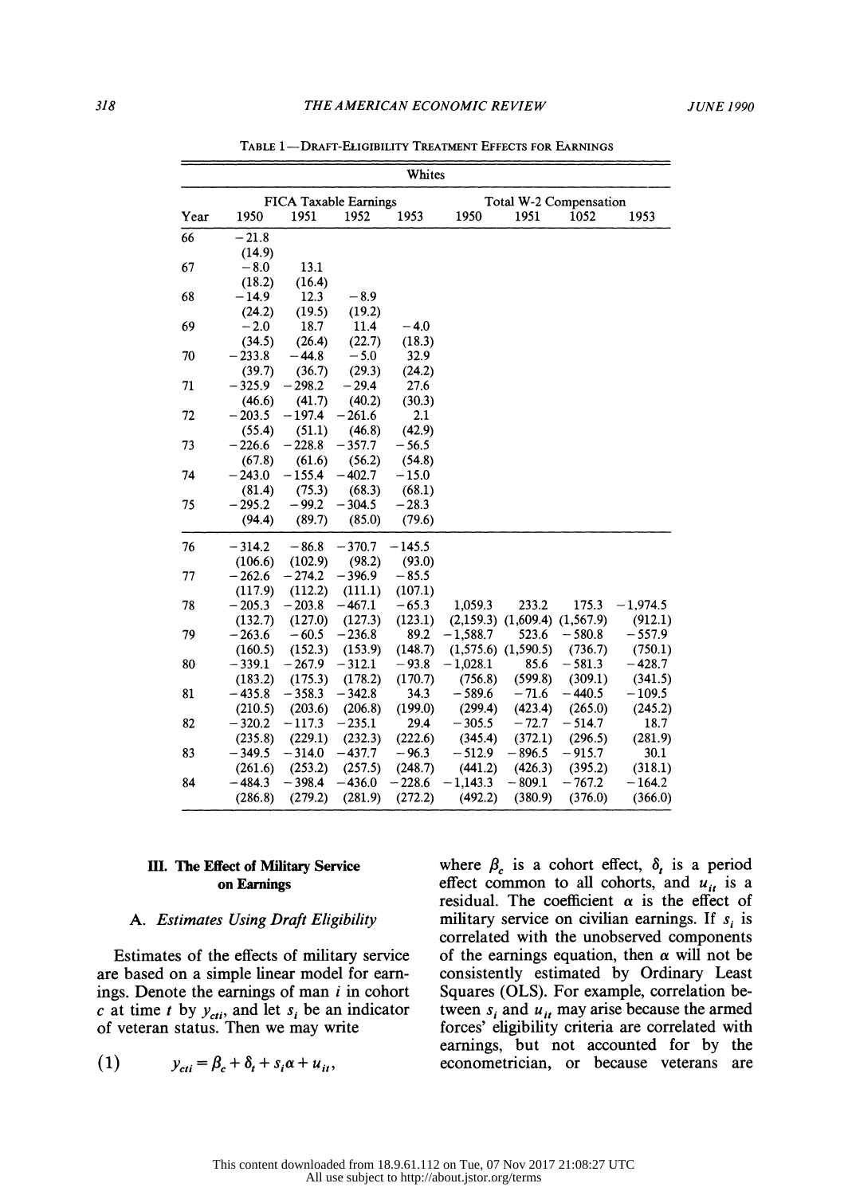TABLE 1—DRAFT-ELIGIBILITY TREATMENT EFFECTS FOR EARNINGS

| | Whites | | | | | | | |
|---|---|---|---|---|---|---|---|---|
| | FICA Taxable Earnings | | | | Total W-2 Compensation | | | |
| Year | 1950 | 1951 | 1952 | 1953 | 1950 | 1951 | 1052 | 1953 |
| 66 | −21.8 | | | | | | | |
| | (14.9) | | | | | | | |
| 67 | −8.0 | 13.1 | | | | | | |
| | (18.2) | (16.4) | | | | | | |
| 68 | −14.9 | 12.3 | −8.9 | | | | | |
| | (24.2) | (19.5) | (19.2) | | | | | |
| 69 | −2.0 | 18.7 | 11.4 | −4.0 | | | | |
| | (34.5) | (26.4) | (22.7) | (18.3) | | | | |
| 70 | −233.8 | −44.8 | −5.0 | 32.9 | | | | |
| | (39.7) | (36.7) | (29.3) | (24.2) | | | | |
| 71 | −325.9 | −298.2 | −29.4 | 27.6 | | | | |
| | (46.6) | (41.7) | (40.2) | (30.3) | | | | |
| 72 | −203.5 | −197.4 | −261.6 | 2.1 | | | | |
| | (55.4) | (51.1) | (46.8) | (42.9) | | | | |
| 73 | −226.6 | −228.8 | −357.7 | −56.5 | | | | |
| | (67.8) | (61.6) | (56.2) | (54.8) | | | | |
| 74 | −243.0 | −155.4 | −402.7 | −15.0 | | | | |
| | (81.4) | (75.3) | (68.3) | (68.1) | | | | |
| 75 | −295.2 | −99.2 | −304.5 | −28.3 | | | | |
| | (94.4) | (89.7) | (85.0) | (79.6) | | | | |
| 76 | −314.2 | −86.8 | −370.7 | −145.5 | | | | |
| | (106.6) | (102.9) | (98.2) | (93.0) | | | | |
| 77 | −262.6 | −274.2 | −396.9 | −85.5 | | | | |
| | (117.9) | (112.2) | (111.1) | (107.1) | | | | |
| 78 | −205.3 | −203.8 | −467.1 | −65.3 | 1,059.3 | 233.2 | 175.3 | −1,974.5 |
| | (132.7) | (127.0) | (127.3) | (123.1) | (2,159.3) | (1,609.4) | (1,567.9) | (912.1) |
| 79 | −263.6 | −60.5 | −236.8 | 89.2 | −1,588.7 | 523.6 | −580.8 | −557.9 |
| | (160.5) | (152.3) | (153.9) | (148.7) | (1,575.6) | (1,590.5) | (736.7) | (750.1) |
| 80 | −339.1 | −267.9 | −312.1 | −93.8 | −1,028.1 | 85.6 | −581.3 | −428.7 |
| | (183.2) | (175.3) | (178.2) | (170.7) | (756.8) | (599.8) | (309.1) | (341.5) |
| 81 | −435.8 | −358.3 | −342.8 | 34.3 | −589.6 | −71.6 | −440.5 | −109.5 |
| | (210.5) | (203.6) | (206.8) | (199.0) | (299.4) | (423.4) | (265.0) | (245.2) |
| 82 | −320.2 | −117.3 | −235.1 | 29.4 | −305.5 | −72.7 | −514.7 | 18.7 |
| | (235.8) | (229.1) | (232.3) | (222.6) | (345.4) | (372.1) | (296.5) | (281.9) |
| 83 | −349.5 | −314.0 | −437.7 | −96.3 | −512.9 | −896.5 | −915.7 | 30.1 |
| | (261.6) | (253.2) | (257.5) | (248.7) | (441.2) | (426.3) | (395.2) | (318.1) |
| 84 | −484.3 | −398.4 | −436.0 | −228.6 | −1,143.3 | −809.1 | −767.2 | −164.2 |
| | (286.8) | (279.2) | (281.9) | (272.2) | (492.2) | (380.9) | (376.0) | (366.0) |

## III. The Effect of Military Service on Earnings

### A. *Estimates Using Draft Eligibility*

Estimates of the effects of military service are based on a simple linear model for earnings. Denote the earnings of man $i$ in cohort $c$ at time $t$ by $y_{cti}$, and let $s_i$ be an indicator of veteran status. Then we may write

$$y_{cti} = \beta_c + \delta_t + s_i \alpha + u_{it}, \tag{1}$$

where $\beta_c$ is a cohort effect, $\delta_t$ is a period effect common to all cohorts, and $u_{it}$ is a residual. The coefficient $\alpha$ is the effect of military service on civilian earnings. If $s_i$ is correlated with the unobserved components of the earnings equation, then $\alpha$ will not be consistently estimated by Ordinary Least Squares (OLS). For example, correlation between $s_i$ and $u_{it}$ may arise because the armed forces' eligibility criteria are correlated with earnings, but not accounted for by the econometrician, or because veterans are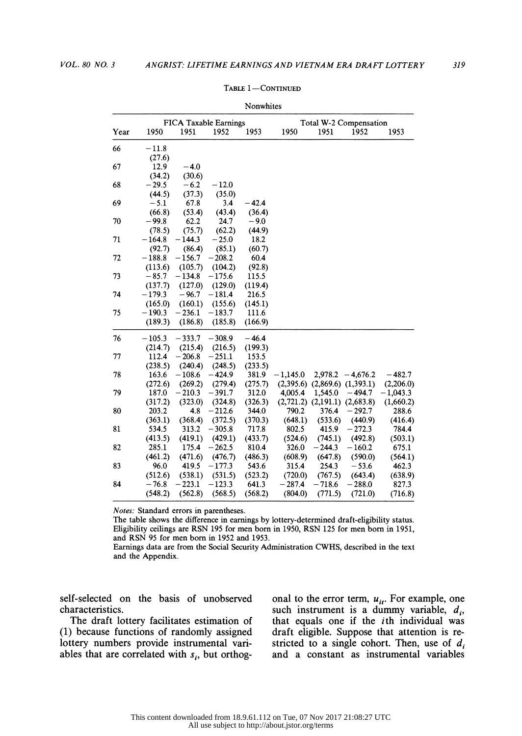TABLE 1—CONTINUED

Nonwhites

| Year | FICA Taxable Earnings | | | | Total W-2 Compensation | | | |
|---|---|---|---|---|---|---|---|---|
| | 1950 | 1951 | 1952 | 1953 | 1950 | 1951 | 1952 | 1953 |
| 66 | −11.8 | | | | | | | |
| | (27.6) | | | | | | | |
| 67 | 12.9 | −4.0 | | | | | | |
| | (34.2) | (30.6) | | | | | | |
| 68 | −29.5 | −6.2 | −12.0 | | | | | |
| | (44.5) | (37.3) | (35.0) | | | | | |
| 69 | −5.1 | 67.8 | 3.4 | −42.4 | | | | |
| | (66.8) | (53.4) | (43.4) | (36.4) | | | | |
| 70 | −99.8 | 62.2 | 24.7 | −9.0 | | | | |
| | (78.5) | (75.7) | (62.2) | (44.9) | | | | |
| 71 | −164.8 | −144.3 | −25.0 | 18.2 | | | | |
| | (92.7) | (86.4) | (85.1) | (60.7) | | | | |
| 72 | −188.8 | −156.7 | −208.2 | 60.4 | | | | |
| | (113.6) | (105.7) | (104.2) | (92.8) | | | | |
| 73 | −85.7 | −134.8 | −175.6 | 115.5 | | | | |
| | (137.7) | (127.0) | (129.0) | (119.4) | | | | |
| 74 | −179.3 | −96.7 | −181.4 | 216.5 | | | | |
| | (165.0) | (160.1) | (155.6) | (145.1) | | | | |
| 75 | −190.3 | −236.1 | −183.7 | 111.6 | | | | |
| | (189.3) | (186.8) | (185.8) | (166.9) | | | | |
| 76 | −105.3 | −333.7 | −308.9 | −46.4 | | | | |
| | (214.7) | (215.4) | (216.5) | (199.3) | | | | |
| 77 | 112.4 | −206.8 | −251.1 | 153.5 | | | | |
| | (238.5) | (240.4) | (248.5) | (233.5) | | | | |
| 78 | 163.6 | −108.6 | −424.9 | 381.9 | −1,145.0 | 2,978.2 | −4,676.2 | −482.7 |
| | (272.6) | (269.2) | (279.4) | (275.7) | (2,395.6) | (2,869.6) | (1,393.1) | (2,206.0) |
| 79 | 187.0 | −210.3 | −391.7 | 312.0 | 4,005.4 | 1,545.0 | −494.7 | −1,043.3 |
| | (317.2) | (323.0) | (324.8) | (326.3) | (2,721.2) | (2,191.1) | (2,683.8) | (1,660.2) |
| 80 | 203.2 | 4.8 | −212.6 | 344.0 | 790.2 | 376.4 | −292.7 | 288.6 |
| | (363.1) | (368.4) | (372.5) | (370.3) | (648.1) | (533.6) | (440.9) | (416.4) |
| 81 | 534.5 | 313.2 | −305.8 | 717.8 | 802.5 | 415.9 | −272.3 | 784.4 |
| | (413.5) | (419.1) | (429.1) | (433.7) | (524.6) | (745.1) | (492.8) | (503.1) |
| 82 | 285.1 | 175.4 | −262.5 | 810.4 | 326.0 | −244.3 | −160.2 | 675.1 |
| | (461.2) | (471.6) | (476.7) | (486.3) | (608.9) | (647.8) | (590.0) | (564.1) |
| 83 | 96.0 | 419.5 | −177.3 | 543.6 | 315.4 | 254.3 | −53.6 | 462.3 |
| | (512.6) | (538.1) | (531.5) | (523.2) | (720.0) | (767.5) | (643.4) | (638.9) |
| 84 | −76.8 | −223.1 | −123.3 | 641.3 | −287.4 | −718.6 | −288.0 | 827.3 |
| | (548.2) | (562.8) | (568.5) | (568.2) | (804.0) | (771.5) | (721.0) | (716.8) |

*Notes:* Standard errors in parentheses.
The table shows the difference in earnings by lottery-determined draft-eligibility status. Eligibility ceilings are RSN 195 for men born in 1950, RSN 125 for men born in 1951, and RSN 95 for men born in 1952 and 1953.
Earnings data are from the Social Security Administration CWHS, described in the text and the Appendix.

self-selected on the basis of unobserved characteristics.

The draft lottery facilitates estimation of (1) because functions of randomly assigned lottery numbers provide instrumental variables that are correlated with $s_i$, but orthogonal to the error term, $u_{it}$. For example, one such instrument is a dummy variable, $d_i$, that equals one if the $i$th individual was draft eligible. Suppose that attention is restricted to a single cohort. Then, use of $d_i$ and a constant as instrumental variables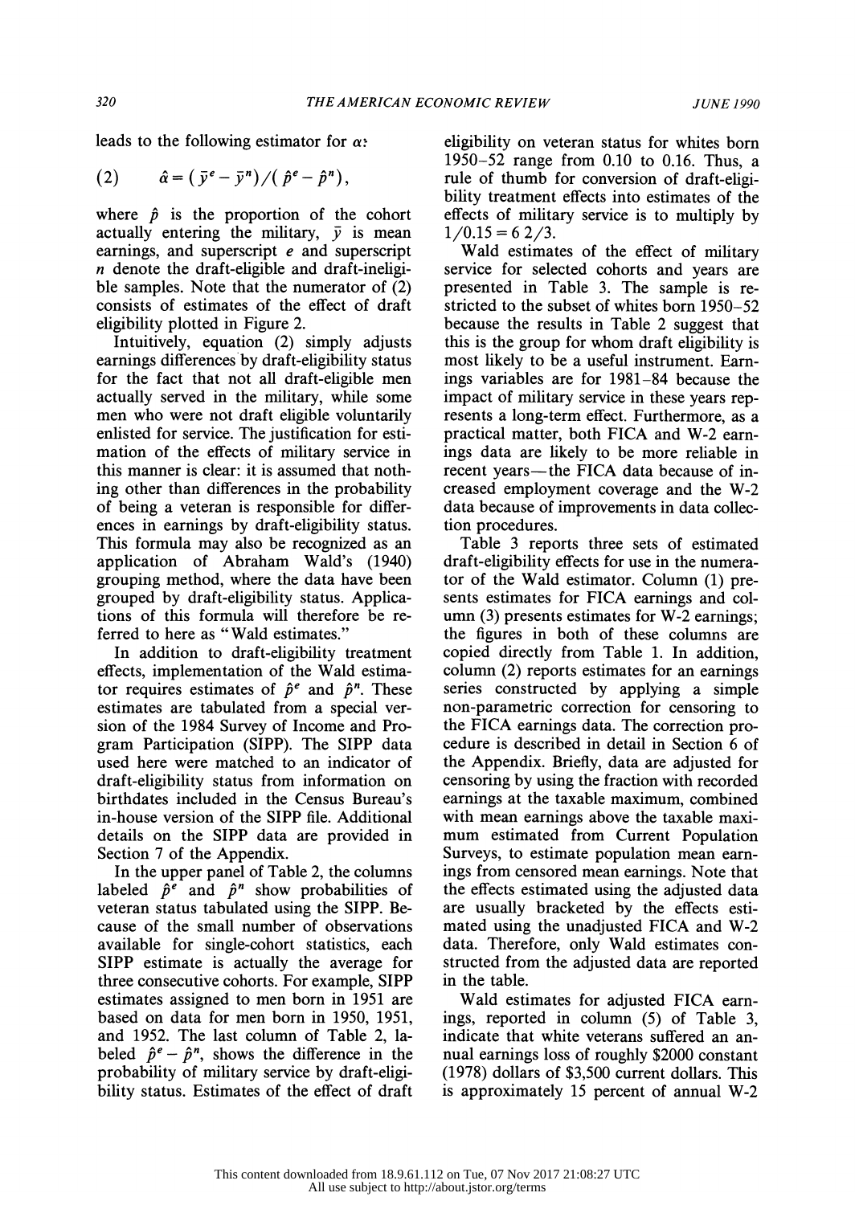leads to the following estimator for $\alpha$:

$$\hat{\alpha} = (\bar{y}^e - \bar{y}^n)/(\hat{p}^e - \hat{p}^n), \tag{2}$$

where $\hat{p}$ is the proportion of the cohort actually entering the military, $\bar{y}$ is mean earnings, and superscript $e$ and superscript $n$ denote the draft-eligible and draft-ineligible samples. Note that the numerator of (2) consists of estimates of the effect of draft eligibility plotted in Figure 2.

Intuitively, equation (2) simply adjusts earnings differences by draft-eligibility status for the fact that not all draft-eligible men actually served in the military, while some men who were not draft eligible voluntarily enlisted for service. The justification for estimation of the effects of military service in this manner is clear: it is assumed that nothing other than differences in the probability of being a veteran is responsible for differences in earnings by draft-eligibility status. This formula may also be recognized as an application of Abraham Wald's (1940) grouping method, where the data have been grouped by draft-eligibility status. Applications of this formula will therefore be referred to here as "Wald estimates."

In addition to draft-eligibility treatment effects, implementation of the Wald estimator requires estimates of $\hat{p}^e$ and $\hat{p}^n$. These estimates are tabulated from a special version of the 1984 Survey of Income and Program Participation (SIPP). The SIPP data used here were matched to an indicator of draft-eligibility status from information on birthdates included in the Census Bureau's in-house version of the SIPP file. Additional details on the SIPP data are provided in Section 7 of the Appendix.

In the upper panel of Table 2, the columns labeled $\hat{p}^e$ and $\hat{p}^n$ show probabilities of veteran status tabulated using the SIPP. Because of the small number of observations available for single-cohort statistics, each SIPP estimate is actually the average for three consecutive cohorts. For example, SIPP estimates assigned to men born in 1951 are based on data for men born in 1950, 1951, and 1952. The last column of Table 2, labeled $\hat{p}^e - \hat{p}^n$, shows the difference in the probability of military service by draft-eligibility status. Estimates of the effect of draft eligibility on veteran status for whites born 1950–52 range from 0.10 to 0.16. Thus, a rule of thumb for conversion of draft-eligibility treatment effects into estimates of the effects of military service is to multiply by $1/0.15 = 6\ 2/3$.

Wald estimates of the effect of military service for selected cohorts and years are presented in Table 3. The sample is restricted to the subset of whites born 1950–52 because the results in Table 2 suggest that this is the group for whom draft eligibility is most likely to be a useful instrument. Earnings variables are for 1981–84 because the impact of military service in these years represents a long-term effect. Furthermore, as a practical matter, both FICA and W-2 earnings data are likely to be more reliable in recent years—the FICA data because of increased employment coverage and the W-2 data because of improvements in data collection procedures.

Table 3 reports three sets of estimated draft-eligibility effects for use in the numerator of the Wald estimator. Column (1) presents estimates for FICA earnings and column (3) presents estimates for W-2 earnings; the figures in both of these columns are copied directly from Table 1. In addition, column (2) reports estimates for an earnings series constructed by applying a simple non-parametric correction for censoring to the FICA earnings data. The correction procedure is described in detail in Section 6 of the Appendix. Briefly, data are adjusted for censoring by using the fraction with recorded earnings at the taxable maximum, combined with mean earnings above the taxable maximum estimated from Current Population Surveys, to estimate population mean earnings from censored mean earnings. Note that the effects estimated using the adjusted data are usually bracketed by the effects estimated using the unadjusted FICA and W-2 data. Therefore, only Wald estimates constructed from the adjusted data are reported in the table.

Wald estimates for adjusted FICA earnings, reported in column (5) of Table 3, indicate that white veterans suffered an annual earnings loss of roughly \$2000 constant (1978) dollars of \$3,500 current dollars. This is approximately 15 percent of annual W-2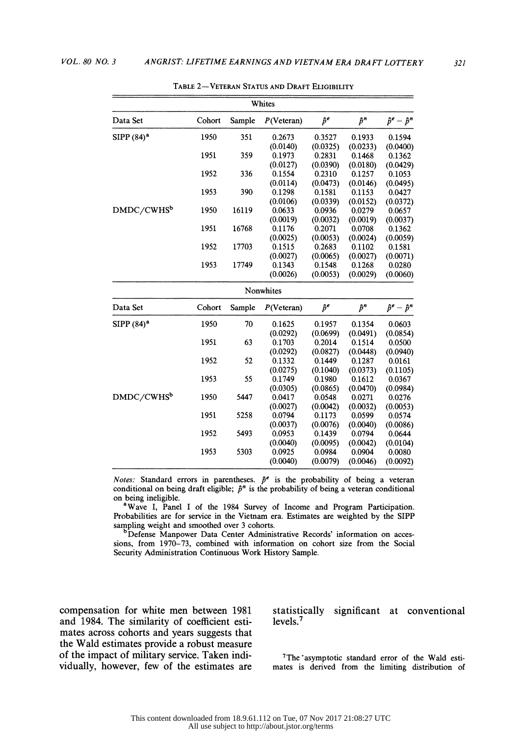TABLE 2—VETERAN STATUS AND DRAFT ELIGIBILITY

| Whites | | | | | | |
|---|---|---|---|---|---|---|
| Data Set | Cohort | Sample | P(Veteran) | $\hat{p}^e$ | $\hat{p}^n$ | $\hat{p}^e - \hat{p}^n$ |
| SIPP (84)[a] | 1950 | 351 | 0.2673 | 0.3527 | 0.1933 | 0.1594 |
| | | | (0.0140) | (0.0325) | (0.0233) | (0.0400) |
| | 1951 | 359 | 0.1973 | 0.2831 | 0.1468 | 0.1362 |
| | | | (0.0127) | (0.0390) | (0.0180) | (0.0429) |
| | 1952 | 336 | 0.1554 | 0.2310 | 0.1257 | 0.1053 |
| | | | (0.0114) | (0.0473) | (0.0146) | (0.0495) |
| | 1953 | 390 | 0.1298 | 0.1581 | 0.1153 | 0.0427 |
| | | | (0.0106) | (0.0339) | (0.0152) | (0.0372) |
| DMDC/CWHS[b] | 1950 | 16119 | 0.0633 | 0.0936 | 0.0279 | 0.0657 |
| | | | (0.0019) | (0.0032) | (0.0019) | (0.0037) |
| | 1951 | 16768 | 0.1176 | 0.2071 | 0.0708 | 0.1362 |
| | | | (0.0025) | (0.0053) | (0.0024) | (0.0059) |
| | 1952 | 17703 | 0.1515 | 0.2683 | 0.1102 | 0.1581 |
| | | | (0.0027) | (0.0065) | (0.0027) | (0.0071) |
| | 1953 | 17749 | 0.1343 | 0.1548 | 0.1268 | 0.0280 |
| | | | (0.0026) | (0.0053) | (0.0029) | (0.0060) |
| **Nonwhites** | | | | | | |
| Data Set | Cohort | Sample | P(Veteran) | $\hat{p}^e$ | $\hat{p}^n$ | $\hat{p}^e - \hat{p}^n$ |
| SIPP (84)[a] | 1950 | 70 | 0.1625 | 0.1957 | 0.1354 | 0.0603 |
| | | | (0.0292) | (0.0699) | (0.0491) | (0.0854) |
| | 1951 | 63 | 0.1703 | 0.2014 | 0.1514 | 0.0500 |
| | | | (0.0292) | (0.0827) | (0.0448) | (0.0940) |
| | 1952 | 52 | 0.1332 | 0.1449 | 0.1287 | 0.0161 |
| | | | (0.0275) | (0.1040) | (0.0373) | (0.1105) |
| | 1953 | 55 | 0.1749 | 0.1980 | 0.1612 | 0.0367 |
| | | | (0.0305) | (0.0865) | (0.0470) | (0.0984) |
| DMDC/CWHS[b] | 1950 | 5447 | 0.0417 | 0.0548 | 0.0271 | 0.0276 |
| | | | (0.0027) | (0.0042) | (0.0032) | (0.0053) |
| | 1951 | 5258 | 0.0794 | 0.1173 | 0.0599 | 0.0574 |
| | | | (0.0037) | (0.0076) | (0.0040) | (0.0086) |
| | 1952 | 5493 | 0.0953 | 0.1439 | 0.0794 | 0.0644 |
| | | | (0.0040) | (0.0095) | (0.0042) | (0.0104) |
| | 1953 | 5303 | 0.0925 | 0.0984 | 0.0904 | 0.0080 |
| | | | (0.0040) | (0.0079) | (0.0046) | (0.0092) |

*Notes:* Standard errors in parentheses. $\hat{p}^e$ is the probability of being a veteran conditional on being draft eligible; $\hat{p}^n$ is the probability of being a veteran conditional on being ineligible.

[a]Wave I, Panel I of the 1984 Survey of Income and Program Participation. Probabilities are for service in the Vietnam era. Estimates are weighted by the SIPP sampling weight and smoothed over 3 cohorts.

[b]Defense Manpower Data Center Administrative Records' information on accessions, from 1970–73, combined with information on cohort size from the Social Security Administration Continuous Work History Sample.

compensation for white men between 1981 and 1984. The similarity of coefficient estimates across cohorts and years suggests that the Wald estimates provide a robust measure of the impact of military service. Taken individually, however, few of the estimates are statistically significant at conventional levels.[7]

[7]The asymptotic standard error of the Wald estimates is derived from the limiting distribution of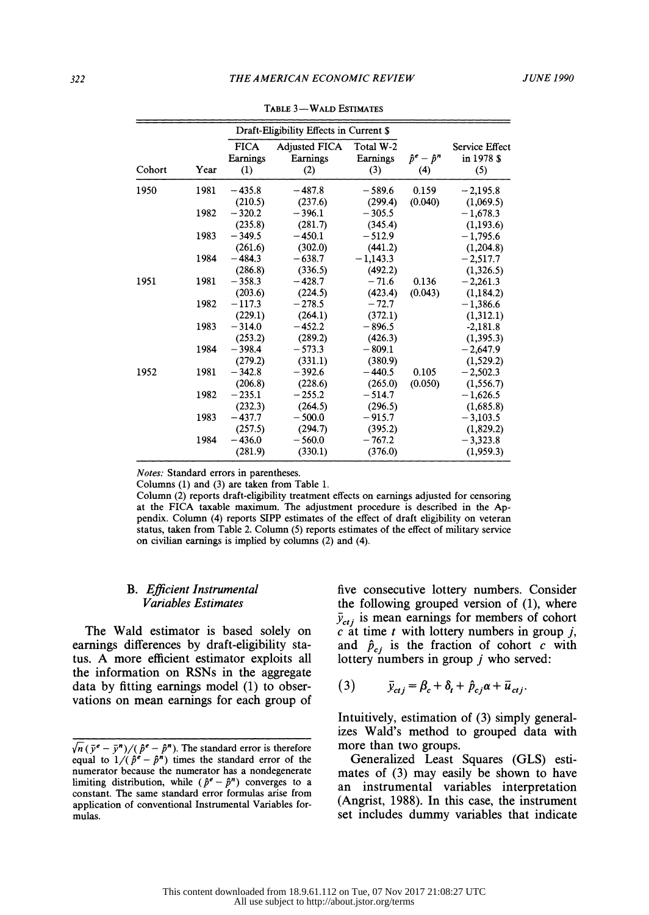TABLE 3—WALD ESTIMATES

| | | Draft-Eligibility Effects in Current $ | | | | |
|---|---|---|---|---|---|---|
| Cohort | Year | FICA Earnings (1) | Adjusted FICA Earnings (2) | Total W-2 Earnings (3) | $\hat{p}^e - \hat{p}^n$ (4) | Service Effect in 1978 $ (5) |
| 1950 | 1981 | −435.8 | −487.8 | −589.6 | 0.159 | −2,195.8 |
| | | (210.5) | (237.6) | (299.4) | (0.040) | (1,069.5) |
| | 1982 | −320.2 | −396.1 | −305.5 | | −1,678.3 |
| | | (235.8) | (281.7) | (345.4) | | (1,193.6) |
| | 1983 | −349.5 | −450.1 | −512.9 | | −1,795.6 |
| | | (261.6) | (302.0) | (441.2) | | (1,204.8) |
| | 1984 | −484.3 | −638.7 | −1,143.3 | | −2,517.7 |
| | | (286.8) | (336.5) | (492.2) | | (1,326.5) |
| 1951 | 1981 | −358.3 | −428.7 | −71.6 | 0.136 | −2,261.3 |
| | | (203.6) | (224.5) | (423.4) | (0.043) | (1,184.2) |
| | 1982 | −117.3 | −278.5 | −72.7 | | −1,386.6 |
| | | (229.1) | (264.1) | (372.1) | | (1,312.1) |
| | 1983 | −314.0 | −452.2 | −896.5 | | −2,181.8 |
| | | (253.2) | (289.2) | (426.3) | | (1,395.3) |
| | 1984 | −398.4 | −573.3 | −809.1 | | −2,647.9 |
| | | (279.2) | (331.1) | (380.9) | | (1,529.2) |
| 1952 | 1981 | −342.8 | −392.6 | −440.5 | 0.105 | −2,502.3 |
| | | (206.8) | (228.6) | (265.0) | (0.050) | (1,556.7) |
| | 1982 | −235.1 | −255.2 | −514.7 | | −1,626.5 |
| | | (232.3) | (264.5) | (296.5) | | (1,685.8) |
| | 1983 | −437.7 | −500.0 | −915.7 | | −3,103.5 |
| | | (257.5) | (294.7) | (395.2) | | (1,829.2) |
| | 1984 | −436.0 | −560.0 | −767.2 | | −3,323.8 |
| | | (281.9) | (330.1) | (376.0) | | (1,959.3) |

*Notes:* Standard errors in parentheses.
Columns (1) and (3) are taken from Table 1.
Column (2) reports draft-eligibility treatment effects on earnings adjusted for censoring at the FICA taxable maximum. The adjustment procedure is described in the Appendix. Column (4) reports SIPP estimates of the effect of draft eligibility on veteran status, taken from Table 2. Column (5) reports estimates of the effect of military service on civilian earnings is implied by columns (2) and (4).

### B. *Efficient Instrumental Variables Estimates*

The Wald estimator is based solely on earnings differences by draft-eligibility status. A more efficient estimator exploits all the information on RSNs in the aggregate data by fitting earnings model (1) to observations on mean earnings for each group of five consecutive lottery numbers. Consider the following grouped version of (1), where $\bar{y}_{ctj}$ is mean earnings for members of cohort $c$ at time $t$ with lottery numbers in group $j$, and $\hat{p}_{cj}$ is the fraction of cohort $c$ with lottery numbers in group $j$ who served:

$$(3) \qquad \bar{y}_{ctj} = \beta_c + \delta_t + \hat{p}_{cj}\alpha + \bar{u}_{ctj}.$$

Intuitively, estimation of (3) simply generalizes Wald's method to grouped data with more than two groups.

Generalized Least Squares (GLS) estimates of (3) may easily be shown to have an instrumental variables interpretation (Angrist, 1988). In this case, the instrument set includes dummy variables that indicate

$\sqrt{n}(\bar{y}^e - \bar{y}^n)/(\hat{p}^e - \hat{p}^n)$. The standard error is therefore equal to $1/(\hat{p}^e - \hat{p}^n)$ times the standard error of the numerator because the numerator has a nondegenerate limiting distribution, while $(\hat{p}^e - \hat{p}^n)$ converges to a constant. The same standard error formulas arise from application of conventional Instrumental Variables formulas.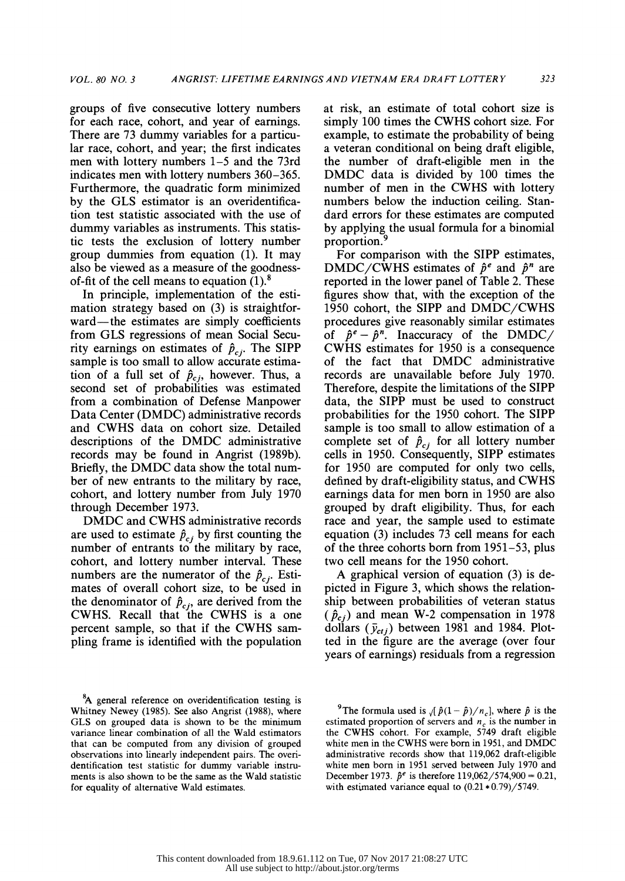groups of five consecutive lottery numbers for each race, cohort, and year of earnings. There are 73 dummy variables for a particular race, cohort, and year; the first indicates men with lottery numbers 1–5 and the 73rd indicates men with lottery numbers 360–365. Furthermore, the quadratic form minimized by the GLS estimator is an overidentification test statistic associated with the use of dummy variables as instruments. This statistic tests the exclusion of lottery number group dummies from equation (1). It may also be viewed as a measure of the goodness-of-fit of the cell means to equation (1).[8]

In principle, implementation of the estimation strategy based on (3) is straightforward—the estimates are simply coefficients from GLS regressions of mean Social Security earnings on estimates of $\hat{p}_{cj}$. The SIPP sample is too small to allow accurate estimation of a full set of $\hat{p}_{cj}$, however. Thus, a second set of probabilities was estimated from a combination of Defense Manpower Data Center (DMDC) administrative records and CWHS data on cohort size. Detailed descriptions of the DMDC administrative records may be found in Angrist (1989b). Briefly, the DMDC data show the total number of new entrants to the military by race, cohort, and lottery number from July 1970 through December 1973.

DMDC and CWHS administrative records are used to estimate $\hat{p}_{cj}$ by first counting the number of entrants to the military by race, cohort, and lottery number interval. These numbers are the numerator of the $\hat{p}_{cj}$. Estimates of overall cohort size, to be used in the denominator of $\hat{p}_{cj}$, are derived from the CWHS. Recall that the CWHS is a one percent sample, so that if the CWHS sampling frame is identified with the population at risk, an estimate of total cohort size is simply 100 times the CWHS cohort size. For example, to estimate the probability of being a veteran conditional on being draft eligible, the number of draft-eligible men in the DMDC data is divided by 100 times the number of men in the CWHS with lottery numbers below the induction ceiling. Standard errors for these estimates are computed by applying the usual formula for a binomial proportion.[9]

For comparison with the SIPP estimates, DMDC/CWHS estimates of $\hat{p}^e$ and $\hat{p}^n$ are reported in the lower panel of Table 2. These figures show that, with the exception of the 1950 cohort, the SIPP and DMDC/CWHS procedures give reasonably similar estimates of $\hat{p}^e - \hat{p}^n$. Inaccuracy of the DMDC/CWHS estimates for 1950 is a consequence of the fact that DMDC administrative records are unavailable before July 1970. Therefore, despite the limitations of the SIPP data, the SIPP must be used to construct probabilities for the 1950 cohort. The SIPP sample is too small to allow estimation of a complete set of $\hat{p}_{cj}$ for all lottery number cells in 1950. Consequently, SIPP estimates for 1950 are computed for only two cells, defined by draft-eligibility status, and CWHS earnings data for men born in 1950 are also grouped by draft eligibility. Thus, for each race and year, the sample used to estimate equation (3) includes 73 cell means for each of the three cohorts born from 1951–53, plus two cell means for the 1950 cohort.

A graphical version of equation (3) is depicted in Figure 3, which shows the relationship between probabilities of veteran status ($\hat{p}_{cj}$) and mean W-2 compensation in 1978 dollars ($\bar{y}_{ctj}$) between 1981 and 1984. Plotted in the figure are the average (over four years of earnings) residuals from a regression

---

[8]A general reference on overidentification testing is Whitney Newey (1985). See also Angrist (1988), where GLS on grouped data is shown to be the minimum variance linear combination of all the Wald estimators that can be computed from any division of grouped observations into linearly independent pairs. The overidentification test statistic for dummy variable instruments is also shown to be the same as the Wald statistic for equality of alternative Wald estimates.

[9]The formula used is $\sqrt{[\hat{p}(1-\hat{p})/n_c]}$, where $\hat{p}$ is the estimated proportion of servers and $n_c$ is the number in the CWHS cohort. For example, 5749 draft eligible white men in the CWHS were born in 1951, and DMDC administrative records show that 119,062 draft-eligible white men born in 1951 served between July 1970 and December 1973. $\hat{p}^e$ is therefore $119{,}062/574{,}900 = 0.21$, with estimated variance equal to $(0.21 * 0.79)/5749$.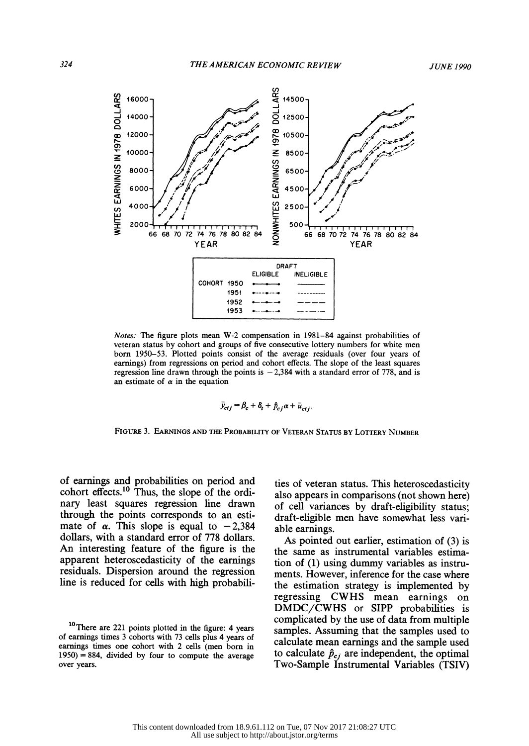Notes: The figure plots mean W-2 compensation in 1981–84 against probabilities of veteran status by cohort and groups of five consecutive lottery numbers for white men born 1950–53. Plotted points consist of the average residuals (over four years of earnings) from regressions on period and cohort effects. The slope of the least squares regression line drawn through the points is −2,384 with a standard error of 778, and is an estimate of $\alpha$ in the equation

$$\bar{y}_{ctj} = \beta_c + \delta_t + \hat{p}_{cj}\alpha + \bar{u}_{ctj}.$$

FIGURE 3. EARNINGS AND THE PROBABILITY OF VETERAN STATUS BY LOTTERY NUMBER

of earnings and probabilities on period and cohort effects.[10] Thus, the slope of the ordinary least squares regression line drawn through the points corresponds to an estimate of $\alpha$. This slope is equal to −2,384 dollars, with a standard error of 778 dollars. An interesting feature of the figure is the apparent heteroscedasticity of the earnings residuals. Dispersion around the regression line is reduced for cells with high probabilities of veteran status. This heteroscedasticity also appears in comparisons (not shown here) of cell variances by draft-eligibility status; draft-eligible men have somewhat less variable earnings.

As pointed out earlier, estimation of (3) is the same as instrumental variables estimation of (1) using dummy variables as instruments. However, inference for the case where the estimation strategy is implemented by regressing CWHS mean earnings on DMDC/CWHS or SIPP probabilities is complicated by the use of data from multiple samples. Assuming that the samples used to calculate mean earnings and the sample used to calculate $\hat{p}_{cj}$ are independent, the optimal Two-Sample Instrumental Variables (TSIV)

[10] There are 221 points plotted in the figure: 4 years of earnings times 3 cohorts with 73 cells plus 4 years of earnings times one cohort with 2 cells (men born in 1950) = 884, divided by four to compute the average over years.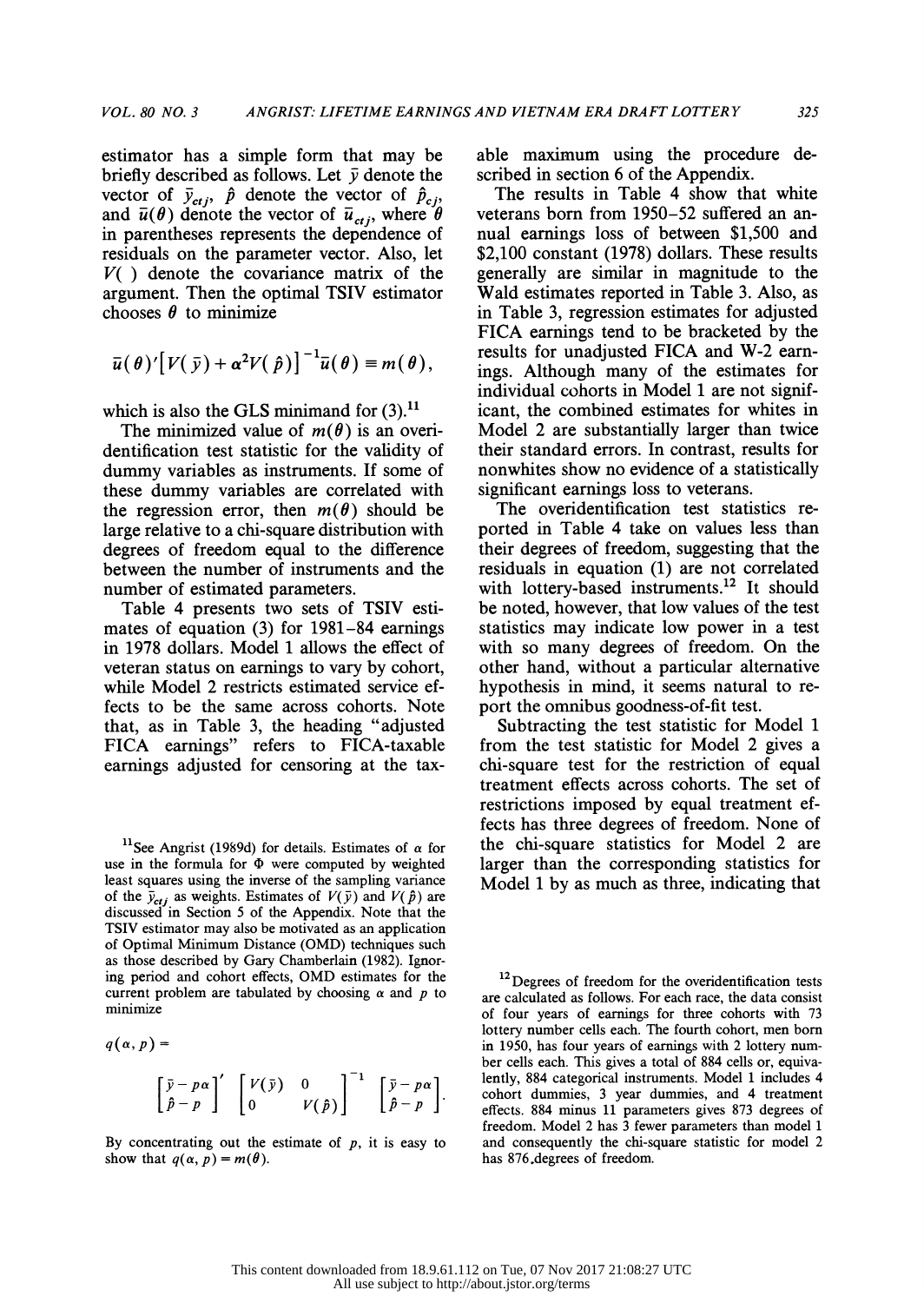estimator has a simple form that may be briefly described as follows. Let $\bar{y}$ denote the vector of $\bar{y}_{ctj}$, $\hat{p}$ denote the vector of $\hat{p}_{cj}$, and $\bar{u}(\theta)$ denote the vector of $\bar{u}_{ctj}$, where $\theta$ in parentheses represents the dependence of residuals on the parameter vector. Also, let $V(\ )$ denote the covariance matrix of the argument. Then the optimal TSIV estimator chooses $\theta$ to minimize

$$\bar{u}(\theta)'\left[V(\bar{y})+\alpha^{2}V(\hat{p})\right]^{-1}\bar{u}(\theta)\equiv m(\theta),$$

which is also the GLS minimand for (3).[11]

The minimized value of $m(\theta)$ is an overidentification test statistic for the validity of dummy variables as instruments. If some of these dummy variables are correlated with the regression error, then $m(\theta)$ should be large relative to a chi-square distribution with degrees of freedom equal to the difference between the number of instruments and the number of estimated parameters.

Table 4 presents two sets of TSIV estimates of equation (3) for 1981–84 earnings in 1978 dollars. Model 1 allows the effect of veteran status on earnings to vary by cohort, while Model 2 restricts estimated service effects to be the same across cohorts. Note that, as in Table 3, the heading "adjusted FICA earnings" refers to FICA-taxable earnings adjusted for censoring at the taxable maximum using the procedure described in section 6 of the Appendix.

The results in Table 4 show that white veterans born from 1950–52 suffered an annual earnings loss of between \$1,500 and \$2,100 constant (1978) dollars. These results generally are similar in magnitude to the Wald estimates reported in Table 3. Also, as in Table 3, regression estimates for adjusted FICA earnings tend to be bracketed by the results for unadjusted FICA and W-2 earnings. Although many of the estimates for individual cohorts in Model 1 are not significant, the combined estimates for whites in Model 2 are substantially larger than twice their standard errors. In contrast, results for nonwhites show no evidence of a statistically significant earnings loss to veterans.

The overidentification test statistics reported in Table 4 take on values less than their degrees of freedom, suggesting that the residuals in equation (1) are not correlated with lottery-based instruments.[12] It should be noted, however, that low values of the test statistics may indicate low power in a test with so many degrees of freedom. On the other hand, without a particular alternative hypothesis in mind, it seems natural to report the omnibus goodness-of-fit test.

Subtracting the test statistic for Model 1 from the test statistic for Model 2 gives a chi-square test for the restriction of equal treatment effects across cohorts. The set of restrictions imposed by equal treatment effects has three degrees of freedom. None of the chi-square statistics for Model 2 are larger than the corresponding statistics for Model 1 by as much as three, indicating that

---

[11] See Angrist (1989d) for details. Estimates of $\alpha$ for use in the formula for $\Phi$ were computed by weighted least squares using the inverse of the sampling variance of the $\bar{y}_{ctj}$ as weights. Estimates of $V(\bar{y})$ and $V(\hat{p})$ are discussed in Section 5 of the Appendix. Note that the TSIV estimator may also be motivated as an application of Optimal Minimum Distance (OMD) techniques such as those described by Gary Chamberlain (1982). Ignoring period and cohort effects, OMD estimates for the current problem are tabulated by choosing $\alpha$ and $p$ to minimize

$$q(\alpha,p)=\begin{bmatrix}\bar{y}-p\alpha\\ \hat{p}-p\end{bmatrix}'\begin{bmatrix}V(\bar{y}) & 0\\ 0 & V(\hat{p})\end{bmatrix}^{-1}\begin{bmatrix}\bar{y}-p\alpha\\ \hat{p}-p\end{bmatrix}.$$

By concentrating out the estimate of $p$, it is easy to show that $q(\alpha,p)=m(\theta)$.

[12] Degrees of freedom for the overidentification tests are calculated as follows. For each race, the data consist of four years of earnings for three cohorts with 73 lottery number cells each. The fourth cohort, men born in 1950, has four years of earnings with 2 lottery number cells each. This gives a total of 884 cells or, equivalently, 884 categorical instruments. Model 1 includes 4 cohort dummies, 3 year dummies, and 4 treatment effects. 884 minus 11 parameters gives 873 degrees of freedom. Model 2 has 3 fewer parameters than model 1 and consequently the chi-square statistic for model 2 has 876 degrees of freedom.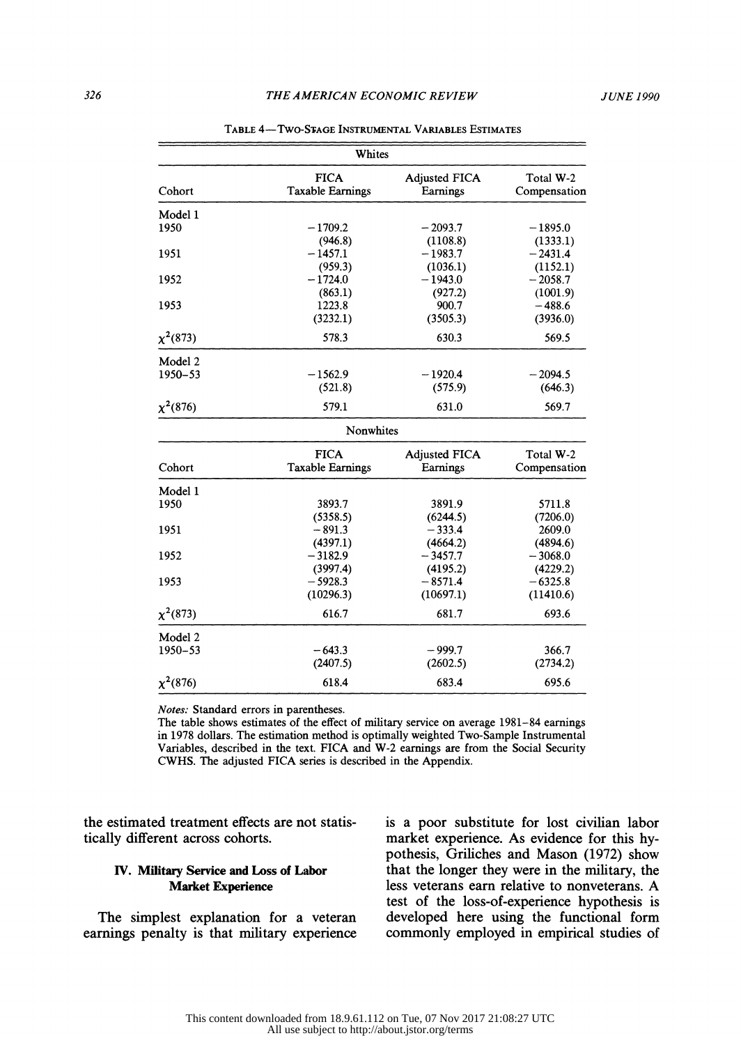TABLE 4—TWO-STAGE INSTRUMENTAL VARIABLES ESTIMATES

| Whites | | | |
|---|---|---|---|
| Cohort | FICA Taxable Earnings | Adjusted FICA Earnings | Total W-2 Compensation |
| Model 1 | | | |
| 1950 | −1709.2 | −2093.7 | −1895.0 |
| | (946.8) | (1108.8) | (1333.1) |
| 1951 | −1457.1 | −1983.7 | −2431.4 |
| | (959.3) | (1036.1) | (1152.1) |
| 1952 | −1724.0 | −1943.0 | −2058.7 |
| | (863.1) | (927.2) | (1001.9) |
| 1953 | 1223.8 | 900.7 | −488.6 |
| | (3232.1) | (3505.3) | (3936.0) |
| $\chi^2(873)$ | 578.3 | 630.3 | 569.5 |
| Model 2 | | | |
| 1950–53 | −1562.9 | −1920.4 | −2094.5 |
| | (521.8) | (575.9) | (646.3) |
| $\chi^2(876)$ | 579.1 | 631.0 | 569.7 |

| Nonwhites | | | |
|---|---|---|---|
| Cohort | FICA Taxable Earnings | Adjusted FICA Earnings | Total W-2 Compensation |
| Model 1 | | | |
| 1950 | 3893.7 | 3891.9 | 5711.8 |
| | (5358.5) | (6244.5) | (7206.0) |
| 1951 | −891.3 | −333.4 | 2609.0 |
| | (4397.1) | (4664.2) | (4894.6) |
| 1952 | −3182.9 | −3457.7 | −3068.0 |
| | (3997.4) | (4195.2) | (4229.2) |
| 1953 | −5928.3 | −8571.4 | −6325.8 |
| | (10296.3) | (10697.1) | (11410.6) |
| $\chi^2(873)$ | 616.7 | 681.7 | 693.6 |
| Model 2 | | | |
| 1950–53 | −643.3 | −999.7 | 366.7 |
| | (2407.5) | (2602.5) | (2734.2) |
| $\chi^2(876)$ | 618.4 | 683.4 | 695.6 |

*Notes:* Standard errors in parentheses.
The table shows estimates of the effect of military service on average 1981–84 earnings in 1978 dollars. The estimation method is optimally weighted Two-Sample Instrumental Variables, described in the text. FICA and W-2 earnings are from the Social Security CWHS. The adjusted FICA series is described in the Appendix.

the estimated treatment effects are not statistically different across cohorts.

## IV. Military Service and Loss of Labor Market Experience

The simplest explanation for a veteran earnings penalty is that military experience is a poor substitute for lost civilian labor market experience. As evidence for this hypothesis, Griliches and Mason (1972) show that the longer they were in the military, the less veterans earn relative to nonveterans. A test of the loss-of-experience hypothesis is developed here using the functional form commonly employed in empirical studies of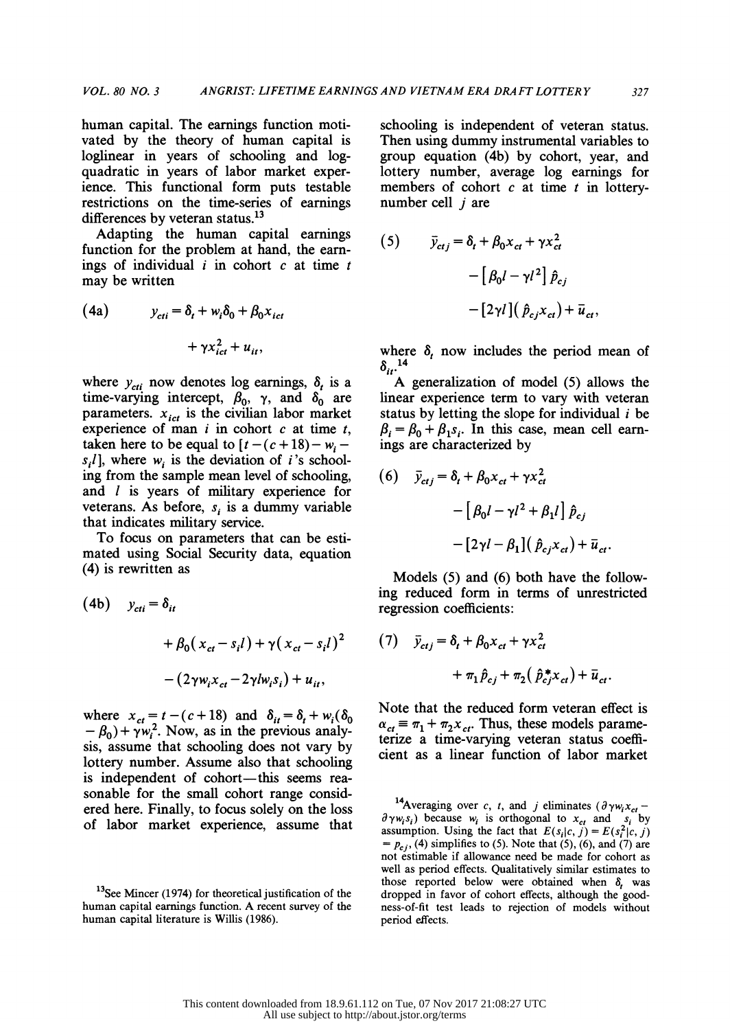human capital. The earnings function motivated by the theory of human capital is loglinear in years of schooling and log-quadratic in years of labor market experience. This functional form puts testable restrictions on the time-series of earnings differences by veteran status.[13]

Adapting the human capital earnings function for the problem at hand, the earnings of individual $i$ in cohort $c$ at time $t$ may be written

$$\text{(4a)} \qquad y_{cti} = \delta_t + w_i\delta_0 + \beta_0 x_{ict} + \gamma x_{ict}^2 + u_{it},$$

where $y_{cti}$ now denotes log earnings, $\delta_t$ is a time-varying intercept, $\beta_0$, $\gamma$, and $\delta_0$ are parameters. $x_{ict}$ is the civilian labor market experience of man $i$ in cohort $c$ at time $t$, taken here to be equal to $[t-(c+18)-w_i-s_il]$, where $w_i$ is the deviation of $i$'s schooling from the sample mean level of schooling, and $l$ is years of military experience for veterans. As before, $s_i$ is a dummy variable that indicates military service.

To focus on parameters that can be estimated using Social Security data, equation (4) is rewritten as

$$\text{(4b)} \qquad y_{cti} = \delta_{it} + \beta_0(x_{ct} - s_il) + \gamma(x_{ct} - s_il)^2 - (2\gamma w_i x_{ct} - 2\gamma l w_i s_i) + u_{it},$$

where $x_{ct} = t-(c+18)$ and $\delta_{it} = \delta_t + w_i(\delta_0 - \beta_0) + \gamma w_i^2$. Now, as in the previous analysis, assume that schooling does not vary by lottery number. Assume also that schooling is independent of cohort—this seems reasonable for the small cohort range considered here. Finally, to focus solely on the loss of labor market experience, assume that schooling is independent of veteran status. Then using dummy instrumental variables to group equation (4b) by cohort, year, and lottery number, average log earnings for members of cohort $c$ at time $t$ in lottery-number cell $j$ are

$$\text{(5)} \qquad \bar{y}_{ctj} = \delta_t + \beta_0 x_{ct} + \gamma x_{ct}^2 - [\beta_0 l - \gamma l^2]\hat{p}_{cj} - [2\gamma l](\hat{p}_{cj}x_{ct}) + \bar{u}_{ct},$$

where $\delta_t$ now includes the period mean of $\delta_{it}$.[14]

A generalization of model (5) allows the linear experience term to vary with veteran status by letting the slope for individual $i$ be $\beta_i = \beta_0 + \beta_1 s_i$. In this case, mean cell earnings are characterized by

$$\text{(6)} \qquad \bar{y}_{ctj} = \delta_t + \beta_0 x_{ct} + \gamma x_{ct}^2 - [\beta_0 l - \gamma l^2 + \beta_1 l]\hat{p}_{cj} - [2\gamma l - \beta_1](\hat{p}_{cj}x_{ct}) + \bar{u}_{ct}.$$

Models (5) and (6) both have the following reduced form in terms of unrestricted regression coefficients:

$$\text{(7)} \qquad \bar{y}_{ctj} = \delta_t + \beta_0 x_{ct} + \gamma x_{ct}^2 + \pi_1 \hat{p}_{cj} + \pi_2(\hat{p}_{cj}^* x_{ct}) + \bar{u}_{ct}.$$

Note that the reduced form veteran effect is $\alpha_{ct} \equiv \pi_1 + \pi_2 x_{ct}$. Thus, these models parameterize a time-varying veteran status coefficient as a linear function of labor market

[13]See Mincer (1974) for theoretical justification of the human capital earnings function. A recent survey of the human capital literature is Willis (1986).

[14]Averaging over $c$, $t$, and $j$ eliminates $(\partial\gamma w_i x_{ct} - \partial\gamma w_i s_i)$ because $w_i$ is orthogonal to $x_{ct}$ and $s_i$ by assumption. Using the fact that $E(s_i|c,j) = E(s_i^2|c,j) = p_{cj}$, (4) simplifies to (5). Note that (5), (6), and (7) are not estimable if allowance need be made for cohort as well as period effects. Qualitatively similar estimates to those reported below were obtained when $\delta_t$ was dropped in favor of cohort effects, although the goodness-of-fit test leads to rejection of models without period effects.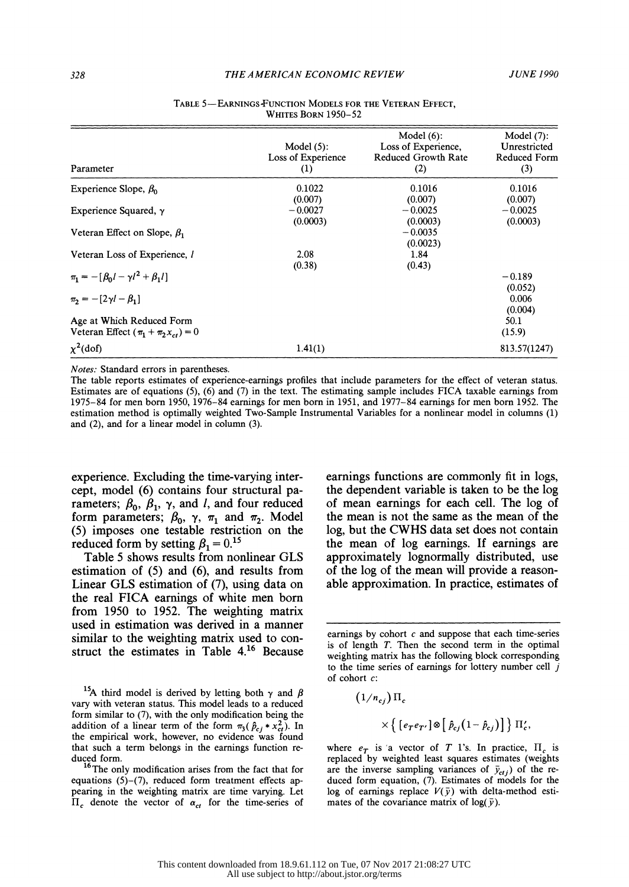TABLE 5—EARNINGS-FUNCTION MODELS FOR THE VETERAN EFFECT, WHITES BORN 1950–52

| Parameter | Model (5): Loss of Experience (1) | Model (6): Loss of Experience, Reduced Growth Rate (2) | Model (7): Unrestricted Reduced Form (3) |
|---|---|---|---|
| Experience Slope, $\beta_0$ | 0.1022 | 0.1016 | 0.1016 |
| | (0.007) | (0.007) | (0.007) |
| Experience Squared, $\gamma$ | −0.0027 | −0.0025 | −0.0025 |
| | (0.0003) | (0.0003) | (0.0003) |
| Veteran Effect on Slope, $\beta_1$ | | −0.0035 | |
| | | (0.0023) | |
| Veteran Loss of Experience, $l$ | 2.08 | 1.84 | |
| | (0.38) | (0.43) | |
| $\pi_1 = -[\beta_0 l - \gamma l^2 + \beta_1 l]$ | | | −0.189 |
| | | | (0.052) |
| $\pi_2 = -[2\gamma l - \beta_1]$ | | | 0.006 |
| | | | (0.004) |
| Age at Which Reduced Form Veteran Effect $(\pi_1 + \pi_2 x_{ct}) = 0$ | | | 50.1 |
| | | | (15.9) |
| $\chi^2$(dof) | 1.41(1) | | 813.57(1247) |

*Notes:* Standard errors in parentheses.
The table reports estimates of experience-earnings profiles that include parameters for the effect of veteran status. Estimates are of equations (5), (6) and (7) in the text. The estimating sample includes FICA taxable earnings from 1975–84 for men born 1950, 1976–84 earnings for men born in 1951, and 1977–84 earnings for men born 1952. The estimation method is optimally weighted Two-Sample Instrumental Variables for a nonlinear model in columns (1) and (2), and for a linear model in column (3).

experience. Excluding the time-varying intercept, model (6) contains four structural parameters; $\beta_0$, $\beta_1$, $\gamma$, and $l$, and four reduced form parameters; $\beta_0$, $\gamma$, $\pi_1$ and $\pi_2$. Model (5) imposes one testable restriction on the reduced form by setting $\beta_1 = 0$.[15]

Table 5 shows results from nonlinear GLS estimation of (5) and (6), and results from Linear GLS estimation of (7), using data on the real FICA earnings of white men born from 1950 to 1952. The weighting matrix used in estimation was derived in a manner similar to the weighting matrix used to construct the estimates in Table 4.[16] Because earnings functions are commonly fit in logs, the dependent variable is taken to be the log of mean earnings for each cell. The log of the mean is not the same as the mean of the log, but the CWHS data set does not contain the mean of log earnings. If earnings are approximately lognormally distributed, use of the log of the mean will provide a reasonable approximation. In practice, estimates of

[15]A third model is derived by letting both $\gamma$ and $\beta$ vary with veteran status. This model leads to a reduced form similar to (7), with the only modification being the addition of a linear term of the form $\pi_3(\hat{p}_{cj} * x_{ct}^2)$. In the empirical work, however, no evidence was found that such a term belongs in the earnings function reduced form.

[16]The only modification arises from the fact that for equations (5)–(7), reduced form treatment effects appearing in the weighting matrix are time varying. Let $\Pi_c$ denote the vector of $\alpha_{ct}$ for the time-series of earnings by cohort $c$ and suppose that each time-series is of length $T$. Then the second term in the optimal weighting matrix has the following block corresponding to the time series of earnings for lottery number cell $j$ of cohort $c$:

$$(1/n_{cj})\,\Pi_c \times \left\{ [e_T e_{T'}] \otimes [\hat{p}_{cj}(1-\hat{p}_{cj})] \right\} \Pi_c',$$

where $e_T$ is a vector of $T$ 1's. In practice, $\Pi_c$ is replaced by weighted least squares estimates (weights are the inverse sampling variances of $\bar{y}_{ctj}$) of the reduced form equation, (7). Estimates of models for the log of earnings replace $V(\bar{y})$ with delta-method estimates of the covariance matrix of $\log(\bar{y})$.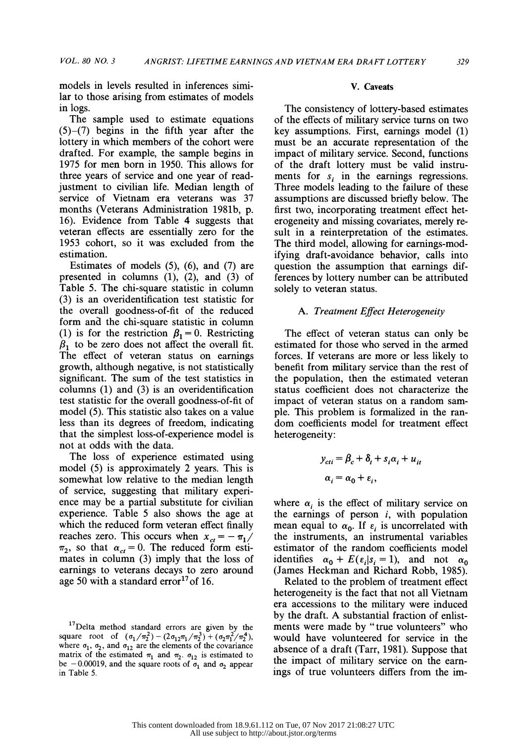models in levels resulted in inferences similar to those arising from estimates of models in logs.

The sample used to estimate equations (5)–(7) begins in the fifth year after the lottery in which members of the cohort were drafted. For example, the sample begins in 1975 for men born in 1950. This allows for three years of service and one year of readjustment to civilian life. Median length of service of Vietnam era veterans was 37 months (Veterans Administration 1981b, p. 16). Evidence from Table 4 suggests that veteran effects are essentially zero for the 1953 cohort, so it was excluded from the estimation.

Estimates of models (5), (6), and (7) are presented in columns (1), (2), and (3) of Table 5. The chi-square statistic in column (3) is an overidentification test statistic for the overall goodness-of-fit of the reduced form and the chi-square statistic in column (1) is for the restriction $\beta_1 = 0$. Restricting $\beta_1$ to be zero does not affect the overall fit. The effect of veteran status on earnings growth, although negative, is not statistically significant. The sum of the test statistics in columns (1) and (3) is an overidentification test statistic for the overall goodness-of-fit of model (5). This statistic also takes on a value less than its degrees of freedom, indicating that the simplest loss-of-experience model is not at odds with the data.

The loss of experience estimated using model (5) is approximately 2 years. This is somewhat low relative to the median length of service, suggesting that military experience may be a partial substitute for civilian experience. Table 5 also shows the age at which the reduced form veteran effect finally reaches zero. This occurs when $x_{ct} = -\pi_1/\pi_2$, so that $\alpha_{ct} = 0$. The reduced form estimates in column (3) imply that the loss of earnings to veterans decays to zero around age 50 with a standard error[17] of 16.

[17] Delta method standard errors are given by the square root of $(\sigma_1/\pi_2^2) - (2\sigma_{12}\pi_1/\pi_2^3) + (\sigma_2\pi_1^2/\pi_2^4)$, where $\sigma_1$, $\sigma_2$, and $\sigma_{12}$ are the elements of the covariance matrix of the estimated $\pi_1$ and $\pi_2$. $\sigma_{12}$ is estimated to be $-0.00019$, and the square roots of $\sigma_1$ and $\sigma_2$ appear in Table 5.

## V. Caveats

The consistency of lottery-based estimates of the effects of military service turns on two key assumptions. First, earnings model (1) must be an accurate representation of the impact of military service. Second, functions of the draft lottery must be valid instruments for $s_i$ in the earnings regressions. Three models leading to the failure of these assumptions are discussed briefly below. The first two, incorporating treatment effect heterogeneity and missing covariates, merely result in a reinterpretation of the estimates. The third model, allowing for earnings-modifying draft-avoidance behavior, calls into question the assumption that earnings differences by lottery number can be attributed solely to veteran status.

### A. *Treatment Effect Heterogeneity*

The effect of veteran status can only be estimated for those who served in the armed forces. If veterans are more or less likely to benefit from military service than the rest of the population, then the estimated veteran status coefficient does not characterize the impact of veteran status on a random sample. This problem is formalized in the random coefficients model for treatment effect heterogeneity:

$$y_{cti} = \beta_c + \delta_t + s_i\alpha_i + u_{it}$$

$$\alpha_i = \alpha_0 + \varepsilon_i,$$

where $\alpha_i$ is the effect of military service on the earnings of person $i$, with population mean equal to $\alpha_0$. If $\varepsilon_i$ is uncorrelated with the instruments, an instrumental variables estimator of the random coefficients model identifies $\alpha_0 + E(\varepsilon_i|s_i = 1)$, and not $\alpha_0$ (James Heckman and Richard Robb, 1985).

Related to the problem of treatment effect heterogeneity is the fact that not all Vietnam era accessions to the military were induced by the draft. A substantial fraction of enlistments were made by "true volunteers" who would have volunteered for service in the absence of a draft (Tarr, 1981). Suppose that the impact of military service on the earnings of true volunteers differs from the im-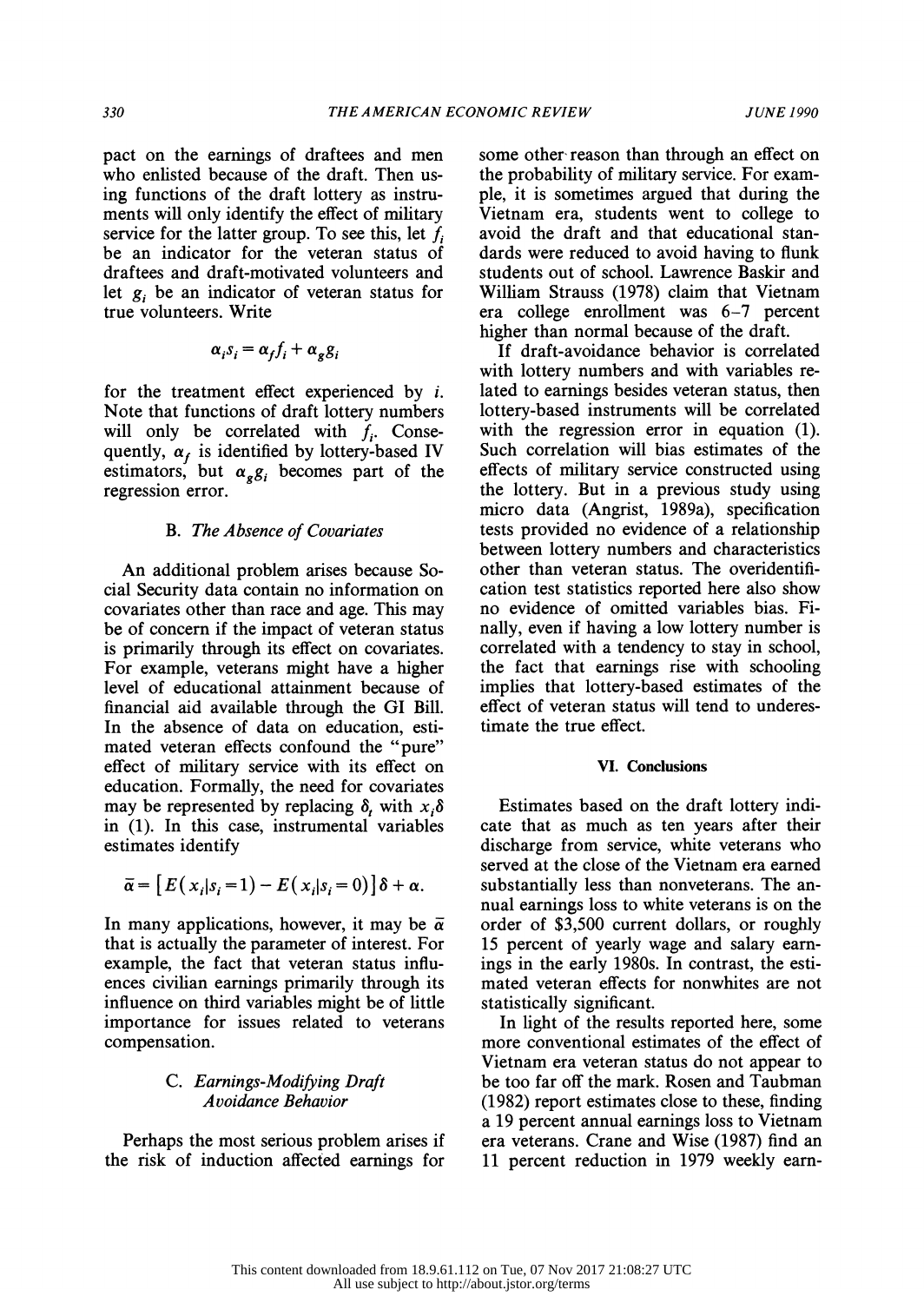pact on the earnings of draftees and men who enlisted because of the draft. Then using functions of the draft lottery as instruments will only identify the effect of military service for the latter group. To see this, let $f_i$ be an indicator for the veteran status of draftees and draft-motivated volunteers and let $g_i$ be an indicator of veteran status for true volunteers. Write

$$\alpha_i s_i = \alpha_f f_i + \alpha_g g_i$$

for the treatment effect experienced by $i$. Note that functions of draft lottery numbers will only be correlated with $f_i$. Consequently, $\alpha_f$ is identified by lottery-based IV estimators, but $\alpha_g g_i$ becomes part of the regression error.

### B. *The Absence of Covariates*

An additional problem arises because Social Security data contain no information on covariates other than race and age. This may be of concern if the impact of veteran status is primarily through its effect on covariates. For example, veterans might have a higher level of educational attainment because of financial aid available through the GI Bill. In the absence of data on education, estimated veteran effects confound the "pure" effect of military service with its effect on education. Formally, the need for covariates may be represented by replacing $\delta_t$ with $x_i\delta$ in (1). In this case, instrumental variables estimates identify

$$\bar{\alpha} = \left[E(x_i | s_i = 1) - E(x_i | s_i = 0)\right]\delta + \alpha.$$

In many applications, however, it may be $\bar{\alpha}$ that is actually the parameter of interest. For example, the fact that veteran status influences civilian earnings primarily through its influence on third variables might be of little importance for issues related to veterans compensation.

### C. *Earnings-Modifying Draft Avoidance Behavior*

Perhaps the most serious problem arises if the risk of induction affected earnings for some other reason than through an effect on the probability of military service. For example, it is sometimes argued that during the Vietnam era, students went to college to avoid the draft and that educational standards were reduced to avoid having to flunk students out of school. Lawrence Baskir and William Strauss (1978) claim that Vietnam era college enrollment was 6–7 percent higher than normal because of the draft.

If draft-avoidance behavior is correlated with lottery numbers and with variables related to earnings besides veteran status, then lottery-based instruments will be correlated with the regression error in equation (1). Such correlation will bias estimates of the effects of military service constructed using the lottery. But in a previous study using micro data (Angrist, 1989a), specification tests provided no evidence of a relationship between lottery numbers and characteristics other than veteran status. The overidentification test statistics reported here also show no evidence of omitted variables bias. Finally, even if having a low lottery number is correlated with a tendency to stay in school, the fact that earnings rise with schooling implies that lottery-based estimates of the effect of veteran status will tend to underestimate the true effect.

## VI. Conclusions

Estimates based on the draft lottery indicate that as much as ten years after their discharge from service, white veterans who served at the close of the Vietnam era earned substantially less than nonveterans. The annual earnings loss to white veterans is on the order of \$3,500 current dollars, or roughly 15 percent of yearly wage and salary earnings in the early 1980s. In contrast, the estimated veteran effects for nonwhites are not statistically significant.

In light of the results reported here, some more conventional estimates of the effect of Vietnam era veteran status do not appear to be too far off the mark. Rosen and Taubman (1982) report estimates close to these, finding a 19 percent annual earnings loss to Vietnam era veterans. Crane and Wise (1987) find an 11 percent reduction in 1979 weekly earn-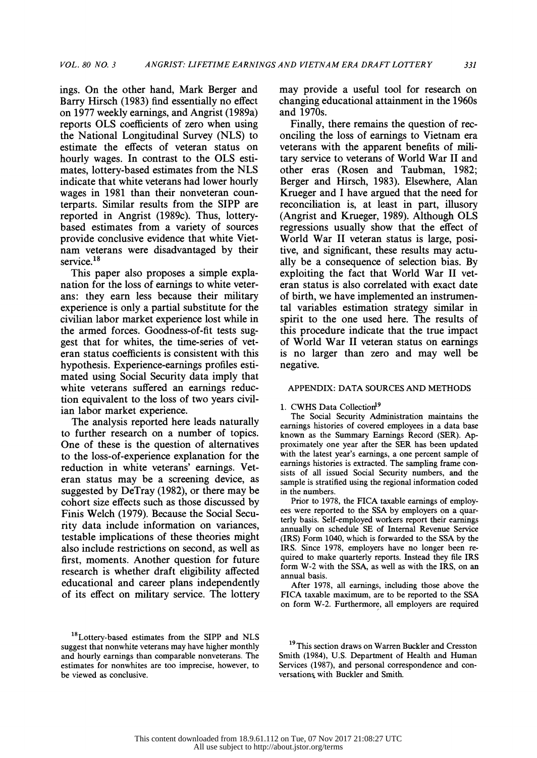ings. On the other hand, Mark Berger and Barry Hirsch (1983) find essentially no effect on 1977 weekly earnings, and Angrist (1989a) reports OLS coefficients of zero when using the National Longitudinal Survey (NLS) to estimate the effects of veteran status on hourly wages. In contrast to the OLS estimates, lottery-based estimates from the NLS indicate that white veterans had lower hourly wages in 1981 than their nonveteran counterparts. Similar results from the SIPP are reported in Angrist (1989c). Thus, lottery-based estimates from a variety of sources provide conclusive evidence that white Vietnam veterans were disadvantaged by their service.[18]

This paper also proposes a simple explanation for the loss of earnings to white veterans: they earn less because their military experience is only a partial substitute for the civilian labor market experience lost while in the armed forces. Goodness-of-fit tests suggest that for whites, the time-series of veteran status coefficients is consistent with this hypothesis. Experience-earnings profiles estimated using Social Security data imply that white veterans suffered an earnings reduction equivalent to the loss of two years civilian labor market experience.

The analysis reported here leads naturally to further research on a number of topics. One of these is the question of alternatives to the loss-of-experience explanation for the reduction in white veterans' earnings. Veteran status may be a screening device, as suggested by DeTray (1982), or there may be cohort size effects such as those discussed by Finis Welch (1979). Because the Social Security data include information on variances, testable implications of these theories might also include restrictions on second, as well as first, moments. Another question for future research is whether draft eligibility affected educational and career plans independently of its effect on military service. The lottery may provide a useful tool for research on changing educational attainment in the 1960s and 1970s.

Finally, there remains the question of reconciling the loss of earnings to Vietnam era veterans with the apparent benefits of military service to veterans of World War II and other eras (Rosen and Taubman, 1982; Berger and Hirsch, 1983). Elsewhere, Alan Krueger and I have argued that the need for reconciliation is, at least in part, illusory (Angrist and Krueger, 1989). Although OLS regressions usually show that the effect of World War II veteran status is large, positive, and significant, these results may actually be a consequence of selection bias. By exploiting the fact that World War II veteran status is also correlated with exact date of birth, we have implemented an instrumental variables estimation strategy similar in spirit to the one used here. The results of this procedure indicate that the true impact of World War II veteran status on earnings is no larger than zero and may well be negative.

## APPENDIX: DATA SOURCES AND METHODS

### 1. CWHS Data Collection[19]

The Social Security Administration maintains the earnings histories of covered employees in a data base known as the Summary Earnings Record (SER). Approximately one year after the SER has been updated with the latest year's earnings, a one percent sample of earnings histories is extracted. The sampling frame consists of all issued Social Security numbers, and the sample is stratified using the regional information coded in the numbers.

Prior to 1978, the FICA taxable earnings of employees were reported to the SSA by employers on a quarterly basis. Self-employed workers report their earnings annually on schedule SE of Internal Revenue Service (IRS) Form 1040, which is forwarded to the SSA by the IRS. Since 1978, employers have no longer been required to make quarterly reports. Instead they file IRS form W-2 with the SSA, as well as with the IRS, on an annual basis.

After 1978, all earnings, including those above the FICA taxable maximum, are to be reported to the SSA on form W-2. Furthermore, all employers are required

---

[18] Lottery-based estimates from the SIPP and NLS suggest that nonwhite veterans may have higher monthly and hourly earnings than comparable nonveterans. The estimates for nonwhites are too imprecise, however, to be viewed as conclusive.

[19] This section draws on Warren Buckler and Cresston Smith (1984), U.S. Department of Health and Human Services (1987), and personal correspondence and conversations with Buckler and Smith.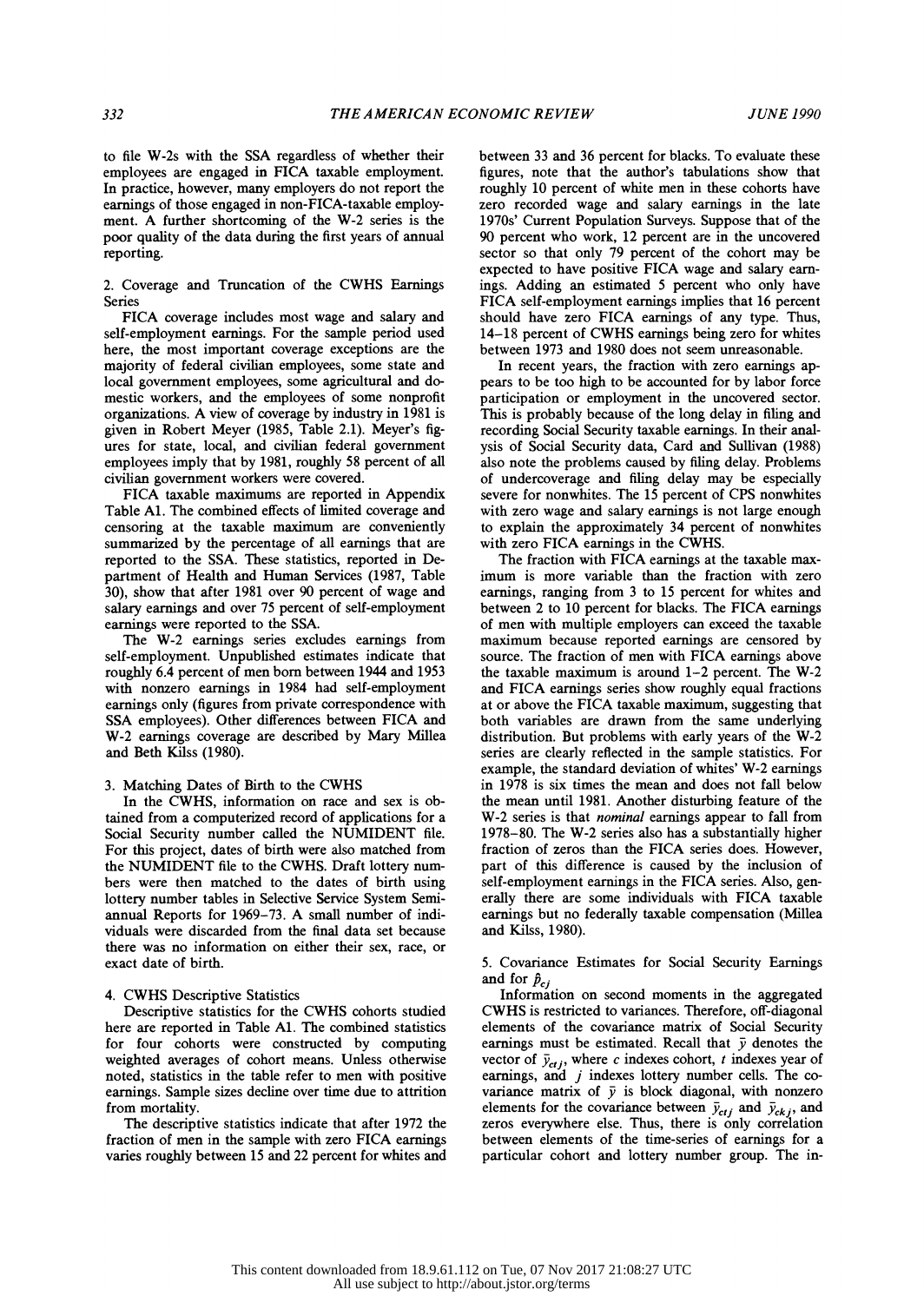to file W-2s with the SSA regardless of whether their employees are engaged in FICA taxable employment. In practice, however, many employers do not report the earnings of those engaged in non-FICA-taxable employment. A further shortcoming of the W-2 series is the poor quality of the data during the first years of annual reporting.

2. Coverage and Truncation of the CWHS Earnings Series

FICA coverage includes most wage and salary and self-employment earnings. For the sample period used here, the most important coverage exceptions are the majority of federal civilian employees, some state and local government employees, some agricultural and domestic workers, and the employees of some nonprofit organizations. A view of coverage by industry in 1981 is given in Robert Meyer (1985, Table 2.1). Meyer's figures for state, local, and civilian federal government employees imply that by 1981, roughly 58 percent of all civilian government workers were covered.

FICA taxable maximums are reported in Appendix Table A1. The combined effects of limited coverage and censoring at the taxable maximum are conveniently summarized by the percentage of all earnings that are reported to the SSA. These statistics, reported in Department of Health and Human Services (1987, Table 30), show that after 1981 over 90 percent of wage and salary earnings and over 75 percent of self-employment earnings were reported to the SSA.

The W-2 earnings series excludes earnings from self-employment. Unpublished estimates indicate that roughly 6.4 percent of men born between 1944 and 1953 with nonzero earnings in 1984 had self-employment earnings only (figures from private correspondence with SSA employees). Other differences between FICA and W-2 earnings coverage are described by Mary Millea and Beth Kilss (1980).

3. Matching Dates of Birth to the CWHS

In the CWHS, information on race and sex is obtained from a computerized record of applications for a Social Security number called the NUMIDENT file. For this project, dates of birth were also matched from the NUMIDENT file to the CWHS. Draft lottery numbers were then matched to the dates of birth using lottery number tables in Selective Service System Semi-annual Reports for 1969–73. A small number of individuals were discarded from the final data set because there was no information on either their sex, race, or exact date of birth.

4. CWHS Descriptive Statistics

Descriptive statistics for the CWHS cohorts studied here are reported in Table A1. The combined statistics for four cohorts were constructed by computing weighted averages of cohort means. Unless otherwise noted, statistics in the table refer to men with positive earnings. Sample sizes decline over time due to attrition from mortality.

The descriptive statistics indicate that after 1972 the fraction of men in the sample with zero FICA earnings varies roughly between 15 and 22 percent for whites and between 33 and 36 percent for blacks. To evaluate these figures, note that the author's tabulations show that roughly 10 percent of white men in these cohorts have zero recorded wage and salary earnings in the late 1970s' Current Population Surveys. Suppose that of the 90 percent who work, 12 percent are in the uncovered sector so that only 79 percent of the cohort may be expected to have positive FICA wage and salary earnings. Adding an estimated 5 percent who only have FICA self-employment earnings implies that 16 percent should have zero FICA earnings of any type. Thus, 14–18 percent of CWHS earnings being zero for whites between 1973 and 1980 does not seem unreasonable.

In recent years, the fraction with zero earnings appears to be too high to be accounted for by labor force participation or employment in the uncovered sector. This is probably because of the long delay in filing and recording Social Security taxable earnings. In their analysis of Social Security data, Card and Sullivan (1988) also note the problems caused by filing delay. Problems of undercoverage and filing delay may be especially severe for nonwhites. The 15 percent of CPS nonwhites with zero wage and salary earnings is not large enough to explain the approximately 34 percent of nonwhites with zero FICA earnings in the CWHS.

The fraction with FICA earnings at the taxable maximum is more variable than the fraction with zero earnings, ranging from 3 to 15 percent for whites and between 2 to 10 percent for blacks. The FICA earnings of men with multiple employers can exceed the taxable maximum because reported earnings are censored by source. The fraction of men with FICA earnings above the taxable maximum is around 1–2 percent. The W-2 and FICA earnings series show roughly equal fractions at or above the FICA taxable maximum, suggesting that both variables are drawn from the same underlying distribution. But problems with early years of the W-2 series are clearly reflected in the sample statistics. For example, the standard deviation of whites' W-2 earnings in 1978 is six times the mean and does not fall below the mean until 1981. Another disturbing feature of the W-2 series is that *nominal* earnings appear to fall from 1978–80. The W-2 series also has a substantially higher fraction of zeros than the FICA series does. However, part of this difference is caused by the inclusion of self-employment earnings in the FICA series. Also, generally there are some individuals with FICA taxable earnings but no federally taxable compensation (Millea and Kilss, 1980).

5. Covariance Estimates for Social Security Earnings and for $\hat{p}_{cj}$

Information on second moments in the aggregated CWHS is restricted to variances. Therefore, off-diagonal elements of the covariance matrix of Social Security earnings must be estimated. Recall that $\bar{y}$ denotes the vector of $\bar{y}_{ctj}$, where $c$ indexes cohort, $t$ indexes year of earnings, and $j$ indexes lottery number cells. The covariance matrix of $\bar{y}$ is block diagonal, with nonzero elements for the covariance between $\bar{y}_{ctj}$ and $\bar{y}_{ckj}$, and zeros everywhere else. Thus, there is only correlation between elements of the time-series of earnings for a particular cohort and lottery number group. The in-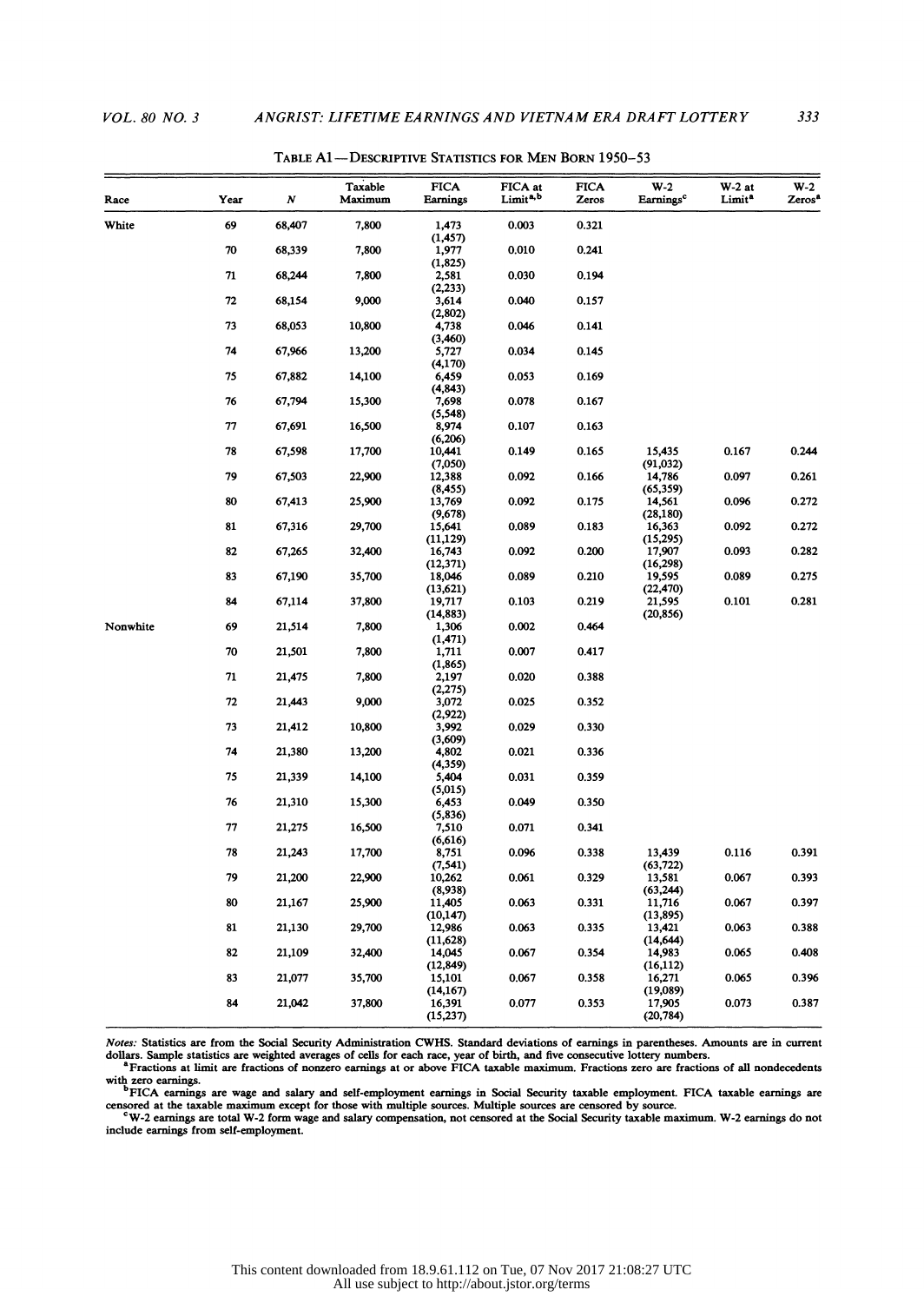TABLE A1—DESCRIPTIVE STATISTICS FOR MEN BORN 1950–53

| Race | Year | $N$ | Taxable Maximum | FICA Earnings | FICA at Limit[a,b] | FICA Zeros | W-2 Earnings[c] | W-2 at Limit[a] | W-2 Zeros[a] |
|---|---|---|---|---|---|---|---|---|---|
| White | 69 | 68,407 | 7,800 | 1,473 (1,457) | 0.003 | 0.321 | | | |
| | 70 | 68,339 | 7,800 | 1,977 (1,825) | 0.010 | 0.241 | | | |
| | 71 | 68,244 | 7,800 | 2,581 (2,233) | 0.030 | 0.194 | | | |
| | 72 | 68,154 | 9,000 | 3,614 (2,802) | 0.040 | 0.157 | | | |
| | 73 | 68,053 | 10,800 | 4,738 (3,460) | 0.046 | 0.141 | | | |
| | 74 | 67,966 | 13,200 | 5,727 (4,170) | 0.034 | 0.145 | | | |
| | 75 | 67,882 | 14,100 | 6,459 (4,843) | 0.053 | 0.169 | | | |
| | 76 | 67,794 | 15,300 | 7,698 (5,548) | 0.078 | 0.167 | | | |
| | 77 | 67,691 | 16,500 | 8,974 (6,206) | 0.107 | 0.163 | | | |
| | 78 | 67,598 | 17,700 | 10,441 (7,050) | 0.149 | 0.165 | 15,435 (91,032) | 0.167 | 0.244 |
| | 79 | 67,503 | 22,900 | 12,388 (8,455) | 0.092 | 0.166 | 14,786 (65,359) | 0.097 | 0.261 |
| | 80 | 67,413 | 25,900 | 13,769 (9,678) | 0.092 | 0.175 | 14,561 (28,180) | 0.096 | 0.272 |
| | 81 | 67,316 | 29,700 | 15,641 (11,129) | 0.089 | 0.183 | 16,363 (15,295) | 0.092 | 0.272 |
| | 82 | 67,265 | 32,400 | 16,743 (12,371) | 0.092 | 0.200 | 17,907 (16,298) | 0.093 | 0.282 |
| | 83 | 67,190 | 35,700 | 18,046 (13,621) | 0.089 | 0.210 | 19,595 (22,470) | 0.089 | 0.275 |
| | 84 | 67,114 | 37,800 | 19,717 (14,883) | 0.103 | 0.219 | 21,595 (20,856) | 0.101 | 0.281 |
| Nonwhite | 69 | 21,514 | 7,800 | 1,306 (1,471) | 0.002 | 0.464 | | | |
| | 70 | 21,501 | 7,800 | 1,711 (1,865) | 0.007 | 0.417 | | | |
| | 71 | 21,475 | 7,800 | 2,197 (2,275) | 0.020 | 0.388 | | | |
| | 72 | 21,443 | 9,000 | 3,072 (2,922) | 0.025 | 0.352 | | | |
| | 73 | 21,412 | 10,800 | 3,992 (3,609) | 0.029 | 0.330 | | | |
| | 74 | 21,380 | 13,200 | 4,802 (4,359) | 0.021 | 0.336 | | | |
| | 75 | 21,339 | 14,100 | 5,404 (5,015) | 0.031 | 0.359 | | | |
| | 76 | 21,310 | 15,300 | 6,453 (5,836) | 0.049 | 0.350 | | | |
| | 77 | 21,275 | 16,500 | 7,510 (6,616) | 0.071 | 0.341 | | | |
| | 78 | 21,243 | 17,700 | 8,751 (7,541) | 0.096 | 0.338 | 13,439 (63,722) | 0.116 | 0.391 |
| | 79 | 21,200 | 22,900 | 10,262 (8,938) | 0.061 | 0.329 | 13,581 (63,244) | 0.067 | 0.393 |
| | 80 | 21,167 | 25,900 | 11,405 (10,147) | 0.063 | 0.331 | 11,716 (13,895) | 0.067 | 0.397 |
| | 81 | 21,130 | 29,700 | 12,986 (11,628) | 0.063 | 0.335 | 13,421 (14,644) | 0.063 | 0.388 |
| | 82 | 21,109 | 32,400 | 14,045 (12,849) | 0.067 | 0.354 | 14,983 (16,112) | 0.065 | 0.408 |
| | 83 | 21,077 | 35,700 | 15,101 (14,167) | 0.067 | 0.358 | 16,271 (19,089) | 0.065 | 0.396 |
| | 84 | 21,042 | 37,800 | 16,391 (15,237) | 0.077 | 0.353 | 17,905 (20,784) | 0.073 | 0.387 |

*Notes:* Statistics are from the Social Security Administration CWHS. Standard deviations of earnings in parentheses. Amounts are in current dollars. Sample statistics are weighted averages of cells for each race, year of birth, and five consecutive lottery numbers.

[a]Fractions at limit are fractions of nonzero earnings at or above FICA taxable maximum. Fractions zero are fractions of all nondecedents with zero earnings.

[b]FICA earnings are wage and salary and self-employment earnings in Social Security taxable employment. FICA taxable earnings are censored at the taxable maximum except for those with multiple sources. Multiple sources are censored by source.

[c]W-2 earnings are total W-2 form wage and salary compensation, not censored at the Social Security taxable maximum. W-2 earnings do not include earnings from self-employment.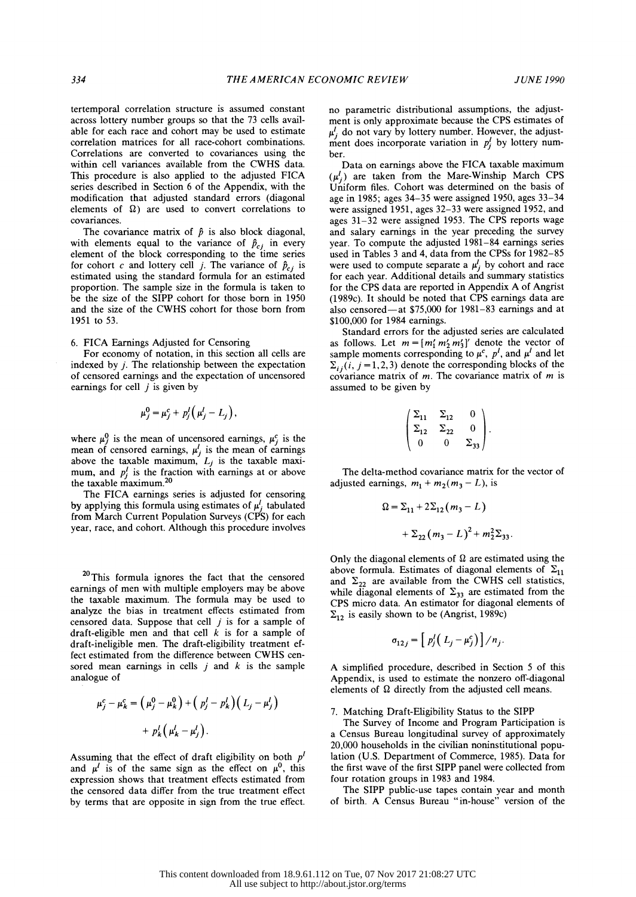tertemporal correlation structure is assumed constant across lottery number groups so that the 73 cells available for each race and cohort may be used to estimate correlation matrices for all race-cohort combinations. Correlations are converted to covariances using the within cell variances available from the CWHS data. This procedure is also applied to the adjusted FICA series described in Section 6 of the Appendix, with the modification that adjusted standard errors (diagonal elements of $\Omega$) are used to convert correlations to covariances.

The covariance matrix of $\hat{p}$ is also block diagonal, with elements equal to the variance of $\hat{p}_{cj}$ in every element of the block corresponding to the time series for cohort $c$ and lottery cell $j$. The variance of $\hat{p}_{cj}$ is estimated using the standard formula for an estimated proportion. The sample size in the formula is taken to be the size of the SIPP cohort for those born in 1950 and the size of the CWHS cohort for those born from 1951 to 53.

### 6. FICA Earnings Adjusted for Censoring

For economy of notation, in this section all cells are indexed by $j$. The relationship between the expectation of censored earnings and the expectation of uncensored earnings for cell $j$ is given by

$$\mu_j^0 = \mu_j^c + p_j^l\left(\mu_j^l - L_j\right),$$

where $\mu_j^0$ is the mean of uncensored earnings, $\mu_j^c$ is the mean of censored earnings, $\mu_j^l$ is the mean of earnings above the taxable maximum, $L_j$ is the taxable maximum, and $p_j^l$ is the fraction with earnings at or above the taxable maximum.[20]

The FICA earnings series is adjusted for censoring by applying this formula using estimates of $\mu_j^l$ tabulated from March Current Population Surveys (CPS) for each year, race, and cohort. Although this procedure involves no parametric distributional assumptions, the adjustment is only approximate because the CPS estimates of $\mu_j^l$ do not vary by lottery number. However, the adjustment does incorporate variation in $p_j^l$ by lottery number.

Data on earnings above the FICA taxable maximum ($\mu_j^l$) are taken from the Mare-Winship March CPS Uniform files. Cohort was determined on the basis of age in 1985; ages 34–35 were assigned 1950, ages 33–34 were assigned 1951, ages 32–33 were assigned 1952, and ages 31–32 were assigned 1953. The CPS reports wage and salary earnings in the year preceding the survey year. To compute the adjusted 1981–84 earnings series used in Tables 3 and 4, data from the CPSs for 1982–85 were used to compute separate a $\mu_j^l$ by cohort and race for each year. Additional details and summary statistics for the CPS data are reported in Appendix A of Angrist (1989c). It should be noted that CPS earnings data are also censored—at \$75,000 for 1981–83 earnings and at \$100,000 for 1984 earnings.

Standard errors for the adjusted series are calculated as follows. Let $m = [m_1' \, m_2' \, m_3']'$ denote the vector of sample moments corresponding to $\mu^c$, $p^l$, and $\mu^l$ and let $\Sigma_{ij} (i, j = 1,2,3)$ denote the corresponding blocks of the covariance matrix of $m$. The covariance matrix of $m$ is assumed to be given by

$$\begin{pmatrix} \Sigma_{11} & \Sigma_{12} & 0 \\ \Sigma_{12} & \Sigma_{22} & 0 \\ 0 & 0 & \Sigma_{33} \end{pmatrix}.$$

The delta-method covariance matrix for the vector of adjusted earnings, $m_1 + m_2(m_3 - L)$, is

$$\Omega = \Sigma_{11} + 2\Sigma_{12}(m_3 - L) + \Sigma_{22}(m_3 - L)^2 + m_2^2 \Sigma_{33}.$$

Only the diagonal elements of $\Omega$ are estimated using the above formula. Estimates of diagonal elements of $\Sigma_{11}$ and $\Sigma_{22}$ are available from the CWHS cell statistics, while diagonal elements of $\Sigma_{33}$ are estimated from the CPS micro data. An estimator for diagonal elements of $\Sigma_{12}$ is easily shown to be (Angrist, 1989c)

$$\sigma_{12j} = \left[\, p_j^l\left(L_j - \mu_j^c\right)\right] / n_j.$$

A simplified procedure, described in Section 5 of this Appendix, is used to estimate the nonzero off-diagonal elements of $\Omega$ directly from the adjusted cell means.

### 7. Matching Draft-Eligibility Status to the SIPP

The Survey of Income and Program Participation is a Census Bureau longitudinal survey of approximately 20,000 households in the civilian noninstitutional population (U.S. Department of Commerce, 1985). Data for the first wave of the first SIPP panel were collected from four rotation groups in 1983 and 1984.

The SIPP public-use tapes contain year and month of birth. A Census Bureau "in-house" version of the

---

[20] This formula ignores the fact that the censored earnings of men with multiple employers may be above the taxable maximum. The formula may be used to analyze the bias in treatment effects estimated from censored data. Suppose that cell $j$ is for a sample of draft-eligible men and that cell $k$ is for a sample of draft-ineligible men. The draft-eligibility treatment effect estimated from the difference between CWHS censored mean earnings in cells $j$ and $k$ is the sample analogue of

$$\mu_j^c - \mu_k^c = \left(\mu_j^0 - \mu_k^0\right) + \left(p_j^l - p_k^l\right)\left(L_j - \mu_j^l\right) + p_k^l\left(\mu_k^l - \mu_j^l\right).$$

Assuming that the effect of draft eligibility on both $p^l$ and $\mu^l$ is of the same sign as the effect on $\mu^0$, this expression shows that treatment effects estimated from the censored data differ from the true treatment effect by terms that are opposite in sign from the true effect.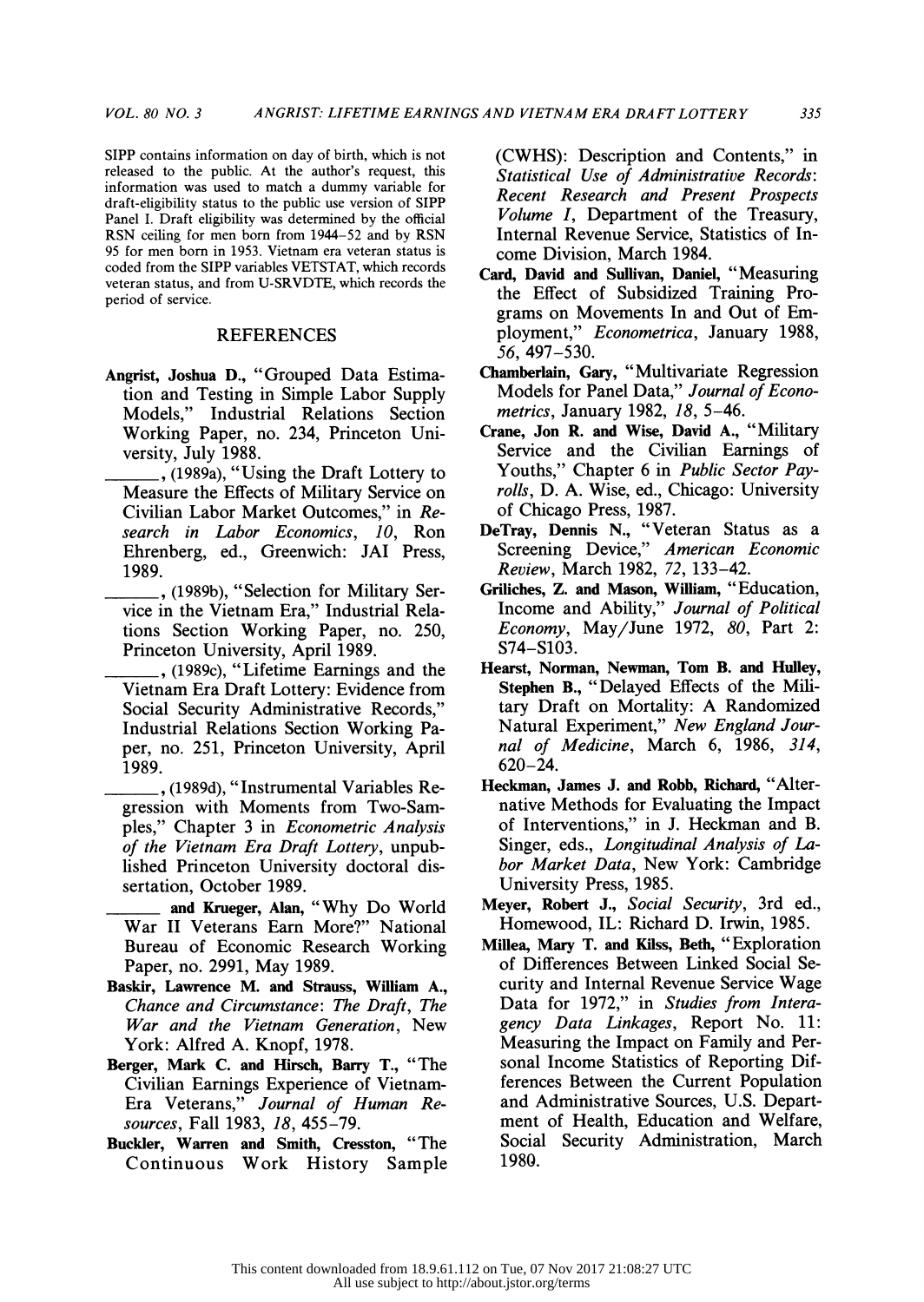SIPP contains information on day of birth, which is not released to the public. At the author's request, this information was used to match a dummy variable for draft-eligibility status to the public use version of SIPP Panel I. Draft eligibility was determined by the official RSN ceiling for men born from 1944–52 and by RSN 95 for men born in 1953. Vietnam era veteran status is coded from the SIPP variables VETSTAT, which records veteran status, and from U-SRVDTE, which records the period of service.

## REFERENCES

**Angrist, Joshua D.,** "Grouped Data Estimation and Testing in Simple Labor Supply Models," Industrial Relations Section Working Paper, no. 234, Princeton University, July 1988.

\_\_\_\_\_\_, (1989a), "Using the Draft Lottery to Measure the Effects of Military Service on Civilian Labor Market Outcomes," in *Research in Labor Economics*, *10*, Ron Ehrenberg, ed., Greenwich: JAI Press, 1989.

\_\_\_\_\_\_, (1989b), "Selection for Military Service in the Vietnam Era," Industrial Relations Section Working Paper, no. 250, Princeton University, April 1989.

\_\_\_\_\_\_, (1989c), "Lifetime Earnings and the Vietnam Era Draft Lottery: Evidence from Social Security Administrative Records," Industrial Relations Section Working Paper, no. 251, Princeton University, April 1989.

\_\_\_\_\_\_, (1989d), "Instrumental Variables Regression with Moments from Two-Samples," Chapter 3 in *Econometric Analysis of the Vietnam Era Draft Lottery*, unpublished Princeton University doctoral dissertation, October 1989.

\_\_\_\_\_\_ **and Krueger, Alan,** "Why Do World War II Veterans Earn More?" National Bureau of Economic Research Working Paper, no. 2991, May 1989.

**Baskir, Lawrence M. and Strauss, William A.,** *Chance and Circumstance: The Draft, The War and the Vietnam Generation*, New York: Alfred A. Knopf, 1978.

**Berger, Mark C. and Hirsch, Barry T.,** "The Civilian Earnings Experience of Vietnam-Era Veterans," *Journal of Human Resources*, Fall 1983, *18*, 455–79.

**Buckler, Warren and Smith, Cresston,** "The Continuous Work History Sample (CWHS): Description and Contents," in *Statistical Use of Administrative Records: Recent Research and Present Prospects Volume I*, Department of the Treasury, Internal Revenue Service, Statistics of Income Division, March 1984.

**Card, David and Sullivan, Daniel,** "Measuring the Effect of Subsidized Training Programs on Movements In and Out of Employment," *Econometrica*, January 1988, *56*, 497–530.

**Chamberlain, Gary,** "Multivariate Regression Models for Panel Data," *Journal of Econometrics*, January 1982, *18*, 5–46.

**Crane, Jon R. and Wise, David A.,** "Military Service and the Civilian Earnings of Youths," Chapter 6 in *Public Sector Payrolls*, D. A. Wise, ed., Chicago: University of Chicago Press, 1987.

**DeTray, Dennis N.,** "Veteran Status as a Screening Device," *American Economic Review*, March 1982, *72*, 133–42.

**Griliches, Z. and Mason, William,** "Education, Income and Ability," *Journal of Political Economy*, May/June 1972, *80*, Part 2: S74–S103.

**Hearst, Norman, Newman, Tom B. and Hulley, Stephen B.,** "Delayed Effects of the Military Draft on Mortality: A Randomized Natural Experiment," *New England Journal of Medicine*, March 6, 1986, *314*, 620–24.

**Heckman, James J. and Robb, Richard,** "Alternative Methods for Evaluating the Impact of Interventions," in J. Heckman and B. Singer, eds., *Longitudinal Analysis of Labor Market Data*, New York: Cambridge University Press, 1985.

**Meyer, Robert J.,** *Social Security*, 3rd ed., Homewood, IL: Richard D. Irwin, 1985.

**Millea, Mary T. and Kilss, Beth,** "Exploration of Differences Between Linked Social Security and Internal Revenue Service Wage Data for 1972," in *Studies from Interagency Data Linkages*, Report No. 11: Measuring the Impact on Family and Personal Income Statistics of Reporting Differences Between the Current Population and Administrative Sources, U.S. Department of Health, Education and Welfare, Social Security Administration, March 1980.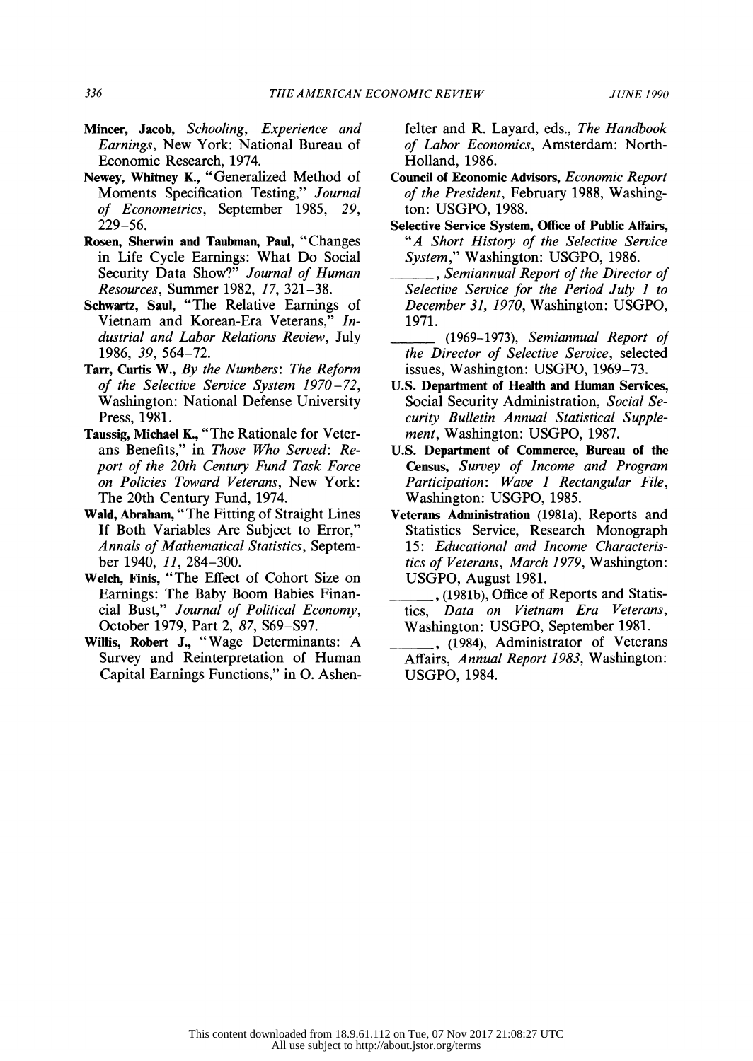**Mincer, Jacob,** *Schooling, Experience and Earnings*, New York: National Bureau of Economic Research, 1974.

**Newey, Whitney K.,** "Generalized Method of Moments Specification Testing," *Journal of Econometrics*, September 1985, *29*, 229–56.

**Rosen, Sherwin and Taubman, Paul,** "Changes in Life Cycle Earnings: What Do Social Security Data Show?" *Journal of Human Resources*, Summer 1982, *17*, 321–38.

**Schwartz, Saul,** "The Relative Earnings of Vietnam and Korean-Era Veterans," *Industrial and Labor Relations Review*, July 1986, *39*, 564–72.

**Tarr, Curtis W.,** *By the Numbers: The Reform of the Selective Service System 1970–72*, Washington: National Defense University Press, 1981.

**Taussig, Michael K.,** "The Rationale for Veterans Benefits," in *Those Who Served: Report of the 20th Century Fund Task Force on Policies Toward Veterans*, New York: The 20th Century Fund, 1974.

**Wald, Abraham,** "The Fitting of Straight Lines If Both Variables Are Subject to Error," *Annals of Mathematical Statistics*, September 1940, *11*, 284–300.

**Welch, Finis,** "The Effect of Cohort Size on Earnings: The Baby Boom Babies Financial Bust," *Journal of Political Economy*, October 1979, Part 2, *87*, S69–S97.

**Willis, Robert J.,** "Wage Determinants: A Survey and Reinterpretation of Human Capital Earnings Functions," in O. Ashenfelter and R. Layard, eds., *The Handbook of Labor Economics*, Amsterdam: North-Holland, 1986.

**Council of Economic Advisors,** *Economic Report of the President*, February 1988, Washington: USGPO, 1988.

**Selective Service System, Office of Public Affairs,** "*A Short History of the Selective Service System*," Washington: USGPO, 1986.

______, *Semiannual Report of the Director of Selective Service for the Period July 1 to December 31, 1970*, Washington: USGPO, 1971.

______ (1969–1973), *Semiannual Report of the Director of Selective Service*, selected issues, Washington: USGPO, 1969–73.

**U.S. Department of Health and Human Services,** Social Security Administration, *Social Security Bulletin Annual Statistical Supplement*, Washington: USGPO, 1987.

**U.S. Department of Commerce, Bureau of the Census,** *Survey of Income and Program Participation: Wave I Rectangular File*, Washington: USGPO, 1985.

**Veterans Administration** (1981a), Reports and Statistics Service, Research Monograph 15: *Educational and Income Characteristics of Veterans, March 1979*, Washington: USGPO, August 1981.

______, (1981b), Office of Reports and Statistics, *Data on Vietnam Era Veterans*, Washington: USGPO, September 1981.

______, (1984), Administrator of Veterans Affairs, *Annual Report 1983*, Washington: USGPO, 1984.